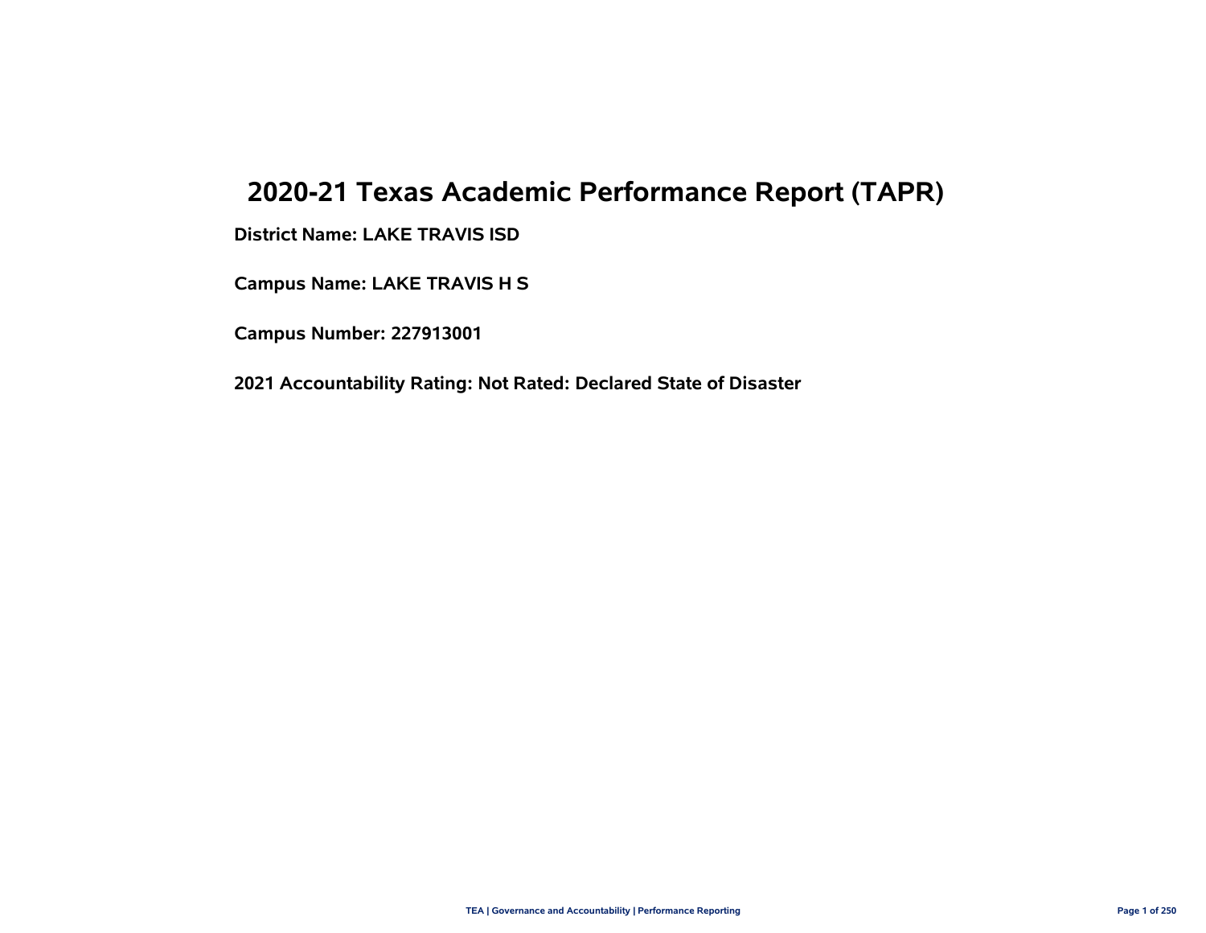# 2020-21 Texas Academic Performance Report (TAPR)

**District Name: LAKE TRAVIS ISD**

**Campus Name: LAKE TRAVIS H S**

**Campus Number: 227913001**

**2021 Accountability Rating: Not Rated: Declared State of Disaster**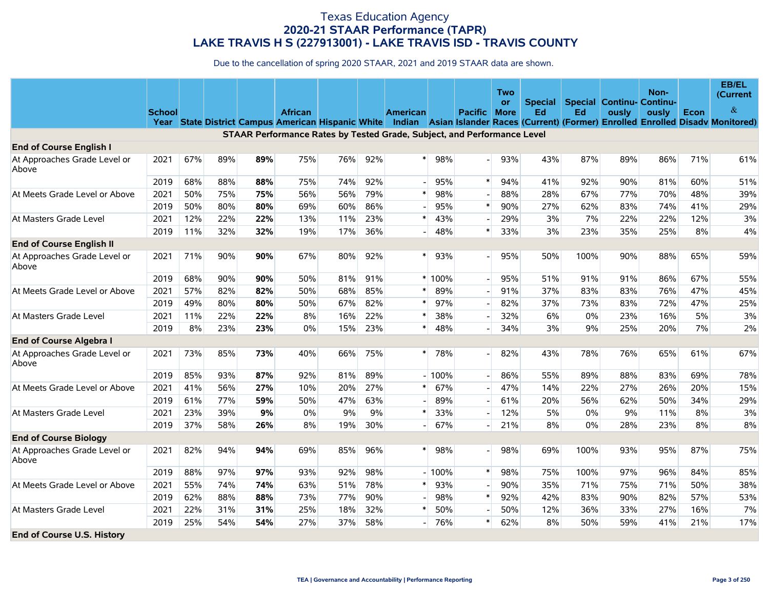# Texas Education Agency
## 2020-21 STAAR Performance (TAPR)
## LAKE TRAVIS H S (227913001) - LAKE TRAVIS ISD - TRAVIS COUNTY

Due to the cancellation of spring 2020 STAAR, 2021 and 2019 STAAR data are shown.

| | School Year | State | District | Campus | African American | Hispanic | White | American Indian | Asian | Pacific Islander | Two or More Races | Special Ed (Current) | Special Ed (Former) | Continuously Enrolled | Non-Continuously Enrolled | Econ Disadv | EB/EL (Current & Monitored) |
|---|---|---|---|---|---|---|---|---|---|---|---|---|---|---|---|---|---|
| **STAAR Performance Rates by Tested Grade, Subject, and Performance Level** | | | | | | | | | | | | | | | | | |
| **End of Course English I** | | | | | | | | | | | | | | | | | |
| At Approaches Grade Level or Above | 2021 | 67% | 89% | **89%** | 75% | 76% | 92% | * | 98% | - | 93% | 43% | 87% | 89% | 86% | 71% | 61% |
| | 2019 | 68% | 88% | **88%** | 75% | 74% | 92% | - | 95% | * | 94% | 41% | 92% | 90% | 81% | 60% | 51% |
| At Meets Grade Level or Above | 2021 | 50% | 75% | **75%** | 56% | 56% | 79% | * | 98% | - | 88% | 28% | 67% | 77% | 70% | 48% | 39% |
| | 2019 | 50% | 80% | **80%** | 69% | 60% | 86% | - | 95% | * | 90% | 27% | 62% | 83% | 74% | 41% | 29% |
| At Masters Grade Level | 2021 | 12% | 22% | **22%** | 13% | 11% | 23% | * | 43% | - | 29% | 3% | 7% | 22% | 22% | 12% | 3% |
| | 2019 | 11% | 32% | **32%** | 19% | 17% | 36% | - | 48% | * | 33% | 3% | 23% | 35% | 25% | 8% | 4% |
| **End of Course English II** | | | | | | | | | | | | | | | | | |
| At Approaches Grade Level or Above | 2021 | 71% | 90% | **90%** | 67% | 80% | 92% | * | 93% | - | 95% | 50% | 100% | 90% | 88% | 65% | 59% |
| | 2019 | 68% | 90% | **90%** | 50% | 81% | 91% | * | 100% | - | 95% | 51% | 91% | 91% | 86% | 67% | 55% |
| At Meets Grade Level or Above | 2021 | 57% | 82% | **82%** | 50% | 68% | 85% | * | 89% | - | 91% | 37% | 83% | 83% | 76% | 47% | 45% |
| | 2019 | 49% | 80% | **80%** | 50% | 67% | 82% | * | 97% | - | 82% | 37% | 73% | 83% | 72% | 47% | 25% |
| At Masters Grade Level | 2021 | 11% | 22% | **22%** | 8% | 16% | 22% | * | 38% | - | 32% | 6% | 0% | 23% | 16% | 5% | 3% |
| | 2019 | 8% | 23% | **23%** | 0% | 15% | 23% | * | 48% | - | 34% | 3% | 9% | 25% | 20% | 7% | 2% |
| **End of Course Algebra I** | | | | | | | | | | | | | | | | | |
| At Approaches Grade Level or Above | 2021 | 73% | 85% | **73%** | 40% | 66% | 75% | * | 78% | - | 82% | 43% | 78% | 76% | 65% | 61% | 67% |
| | 2019 | 85% | 93% | **87%** | 92% | 81% | 89% | - | 100% | - | 86% | 55% | 89% | 88% | 83% | 69% | 78% |
| At Meets Grade Level or Above | 2021 | 41% | 56% | **27%** | 10% | 20% | 27% | * | 67% | - | 47% | 14% | 22% | 27% | 26% | 20% | 15% |
| | 2019 | 61% | 77% | **59%** | 50% | 47% | 63% | - | 89% | - | 61% | 20% | 56% | 62% | 50% | 34% | 29% |
| At Masters Grade Level | 2021 | 23% | 39% | **9%** | 0% | 9% | 9% | * | 33% | - | 12% | 5% | 0% | 9% | 11% | 8% | 3% |
| | 2019 | 37% | 58% | **26%** | 8% | 19% | 30% | - | 67% | - | 21% | 8% | 0% | 28% | 23% | 8% | 8% |
| **End of Course Biology** | | | | | | | | | | | | | | | | | |
| At Approaches Grade Level or Above | 2021 | 82% | 94% | **94%** | 69% | 85% | 96% | * | 98% | - | 98% | 69% | 100% | 93% | 95% | 87% | 75% |
| | 2019 | 88% | 97% | **97%** | 93% | 92% | 98% | - | 100% | * | 98% | 75% | 100% | 97% | 96% | 84% | 85% |
| At Meets Grade Level or Above | 2021 | 55% | 74% | **74%** | 63% | 51% | 78% | * | 93% | - | 90% | 35% | 71% | 75% | 71% | 50% | 38% |
| | 2019 | 62% | 88% | **88%** | 73% | 77% | 90% | - | 98% | * | 92% | 42% | 83% | 90% | 82% | 57% | 53% |
| At Masters Grade Level | 2021 | 22% | 31% | **31%** | 25% | 18% | 32% | * | 50% | - | 50% | 12% | 36% | 33% | 27% | 16% | 7% |
| | 2019 | 25% | 54% | **54%** | 27% | 37% | 58% | - | 76% | * | 62% | 8% | 50% | 59% | 41% | 21% | 17% |
| **End of Course U.S. History** | | | | | | | | | | | | | | | | | |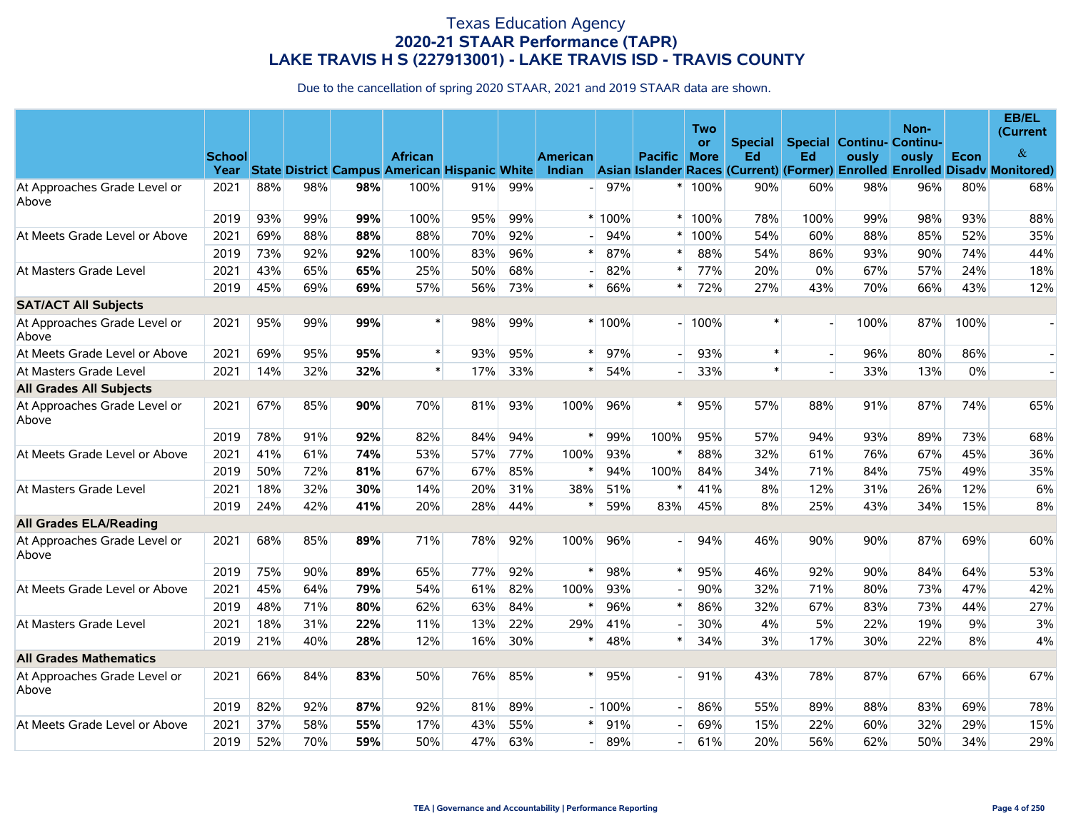# Texas Education Agency
## 2020-21 STAAR Performance (TAPR)
## LAKE TRAVIS H S (227913001) - LAKE TRAVIS ISD - TRAVIS COUNTY

Due to the cancellation of spring 2020 STAAR, 2021 and 2019 STAAR data are shown.

| | School Year | State | District | Campus | African American | Hispanic | White | American Indian | Asian | Pacific Islander | Two or More Races | Special Ed (Current) | Special Ed (Former) | Continuously Enrolled | Non-Continuously Enrolled | Econ Disadv | EB/EL (Current & Monitored) |
|---|---|---|---|---|---|---|---|---|---|---|---|---|---|---|---|---|---|
| At Approaches Grade Level or Above | 2021 | 88% | 98% | **98%** | 100% | 91% | 99% | - | 97% | * | 100% | 90% | 60% | 98% | 96% | 80% | 68% |
| | 2019 | 93% | 99% | **99%** | 100% | 95% | 99% | * | 100% | * | 100% | 78% | 100% | 99% | 98% | 93% | 88% |
| At Meets Grade Level or Above | 2021 | 69% | 88% | **88%** | 88% | 70% | 92% | - | 94% | * | 100% | 54% | 60% | 88% | 85% | 52% | 35% |
| | 2019 | 73% | 92% | **92%** | 100% | 83% | 96% | * | 87% | * | 88% | 54% | 86% | 93% | 90% | 74% | 44% |
| At Masters Grade Level | 2021 | 43% | 65% | **65%** | 25% | 50% | 68% | - | 82% | * | 77% | 20% | 0% | 67% | 57% | 24% | 18% |
| | 2019 | 45% | 69% | **69%** | 57% | 56% | 73% | * | 66% | * | 72% | 27% | 43% | 70% | 66% | 43% | 12% |
| **SAT/ACT All Subjects** | | | | | | | | | | | | | | | | | |
| At Approaches Grade Level or Above | 2021 | 95% | 99% | **99%** | * | 98% | 99% | * | 100% | - | 100% | * | - | 100% | 87% | 100% | - |
| At Meets Grade Level or Above | 2021 | 69% | 95% | **95%** | * | 93% | 95% | * | 97% | - | 93% | * | - | 96% | 80% | 86% | - |
| At Masters Grade Level | 2021 | 14% | 32% | **32%** | * | 17% | 33% | * | 54% | - | 33% | * | - | 33% | 13% | 0% | - |
| **All Grades All Subjects** | | | | | | | | | | | | | | | | | |
| At Approaches Grade Level or Above | 2021 | 67% | 85% | **90%** | 70% | 81% | 93% | 100% | 96% | * | 95% | 57% | 88% | 91% | 87% | 74% | 65% |
| | 2019 | 78% | 91% | **92%** | 82% | 84% | 94% | * | 99% | 100% | 95% | 57% | 94% | 93% | 89% | 73% | 68% |
| At Meets Grade Level or Above | 2021 | 41% | 61% | **74%** | 53% | 57% | 77% | 100% | 93% | * | 88% | 32% | 61% | 76% | 67% | 45% | 36% |
| | 2019 | 50% | 72% | **81%** | 67% | 67% | 85% | * | 94% | 100% | 84% | 34% | 71% | 84% | 75% | 49% | 35% |
| At Masters Grade Level | 2021 | 18% | 32% | **30%** | 14% | 20% | 31% | 38% | 51% | * | 41% | 8% | 12% | 31% | 26% | 12% | 6% |
| | 2019 | 24% | 42% | **41%** | 20% | 28% | 44% | * | 59% | 83% | 45% | 8% | 25% | 43% | 34% | 15% | 8% |
| **All Grades ELA/Reading** | | | | | | | | | | | | | | | | | |
| At Approaches Grade Level or Above | 2021 | 68% | 85% | **89%** | 71% | 78% | 92% | 100% | 96% | - | 94% | 46% | 90% | 90% | 87% | 69% | 60% |
| | 2019 | 75% | 90% | **89%** | 65% | 77% | 92% | * | 98% | * | 95% | 46% | 92% | 90% | 84% | 64% | 53% |
| At Meets Grade Level or Above | 2021 | 45% | 64% | **79%** | 54% | 61% | 82% | 100% | 93% | - | 90% | 32% | 71% | 80% | 73% | 47% | 42% |
| | 2019 | 48% | 71% | **80%** | 62% | 63% | 84% | * | 96% | * | 86% | 32% | 67% | 83% | 73% | 44% | 27% |
| At Masters Grade Level | 2021 | 18% | 31% | **22%** | 11% | 13% | 22% | 29% | 41% | - | 30% | 4% | 5% | 22% | 19% | 9% | 3% |
| | 2019 | 21% | 40% | **28%** | 12% | 16% | 30% | * | 48% | * | 34% | 3% | 17% | 30% | 22% | 8% | 4% |
| **All Grades Mathematics** | | | | | | | | | | | | | | | | | |
| At Approaches Grade Level or Above | 2021 | 66% | 84% | **83%** | 50% | 76% | 85% | * | 95% | - | 91% | 43% | 78% | 87% | 67% | 66% | 67% |
| | 2019 | 82% | 92% | **87%** | 92% | 81% | 89% | - | 100% | - | 86% | 55% | 89% | 88% | 83% | 69% | 78% |
| At Meets Grade Level or Above | 2021 | 37% | 58% | **55%** | 17% | 43% | 55% | * | 91% | - | 69% | 15% | 22% | 60% | 32% | 29% | 15% |
| | 2019 | 52% | 70% | **59%** | 50% | 47% | 63% | - | 89% | - | 61% | 20% | 56% | 62% | 50% | 34% | 29% |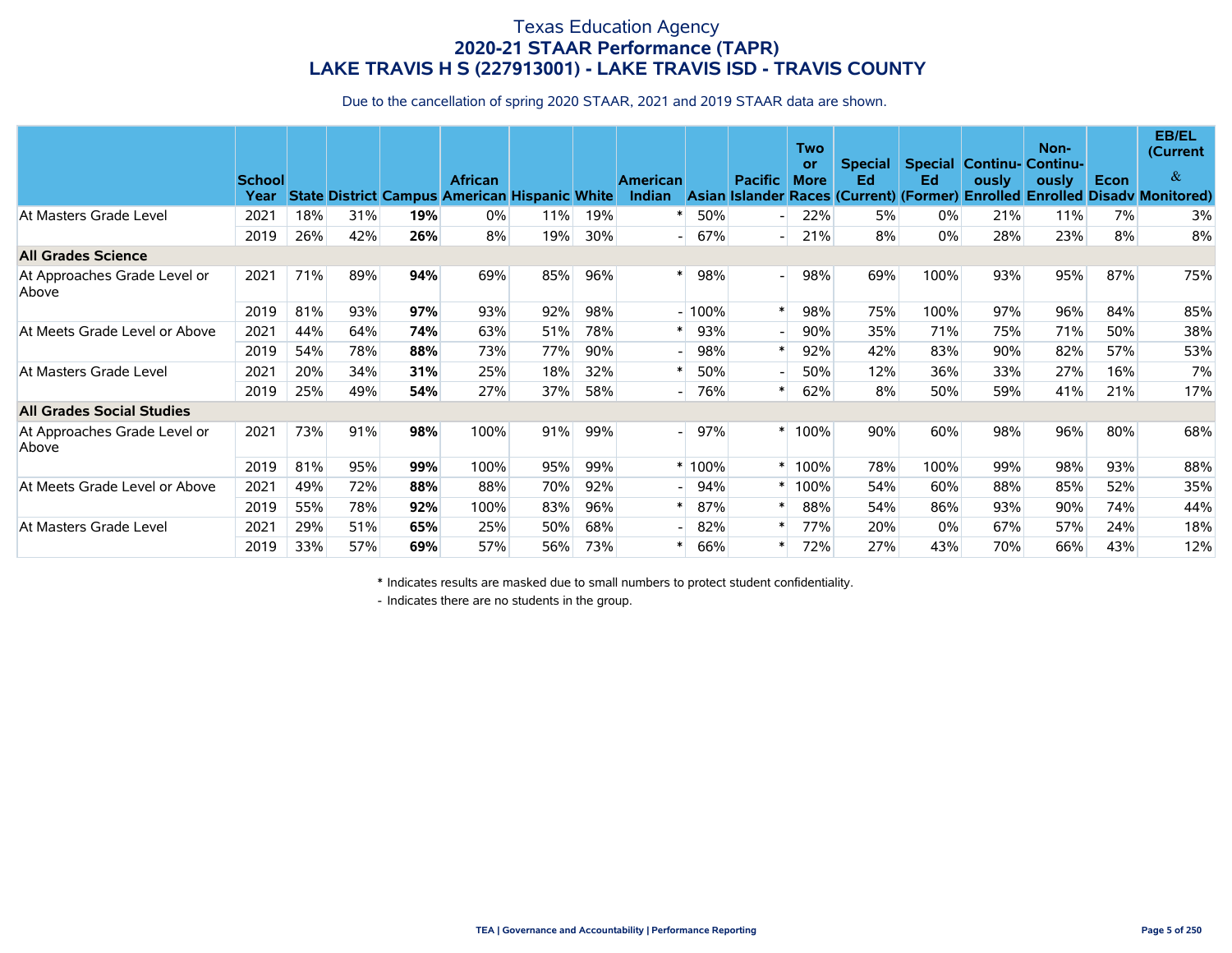# Texas Education Agency
## 2020-21 STAAR Performance (TAPR)
## LAKE TRAVIS H S (227913001) - LAKE TRAVIS ISD - TRAVIS COUNTY

Due to the cancellation of spring 2020 STAAR, 2021 and 2019 STAAR data are shown.

| | School Year | State | District | Campus | African American | Hispanic | White | American Indian | Asian | Pacific Islander | Two or More Races | Special Ed (Current) | Special Ed (Former) | Continu-ously Enrolled | Non-Continu-ously Enrolled | Econ Disadv | EB/EL (Current & Monitored) |
|---|---|---|---|---|---|---|---|---|---|---|---|---|---|---|---|---|---|
| At Masters Grade Level | 2021 | 18% | 31% | **19%** | 0% | 11% | 19% | * | 50% | - | 22% | 5% | 0% | 21% | 11% | 7% | 3% |
| | 2019 | 26% | 42% | **26%** | 8% | 19% | 30% | - | 67% | - | 21% | 8% | 0% | 28% | 23% | 8% | 8% |
| **All Grades Science** | | | | | | | | | | | | | | | | | |
| At Approaches Grade Level or Above | 2021 | 71% | 89% | **94%** | 69% | 85% | 96% | * | 98% | - | 98% | 69% | 100% | 93% | 95% | 87% | 75% |
| | 2019 | 81% | 93% | **97%** | 93% | 92% | 98% | - | 100% | * | 98% | 75% | 100% | 97% | 96% | 84% | 85% |
| At Meets Grade Level or Above | 2021 | 44% | 64% | **74%** | 63% | 51% | 78% | * | 93% | - | 90% | 35% | 71% | 75% | 71% | 50% | 38% |
| | 2019 | 54% | 78% | **88%** | 73% | 77% | 90% | - | 98% | * | 92% | 42% | 83% | 90% | 82% | 57% | 53% |
| At Masters Grade Level | 2021 | 20% | 34% | **31%** | 25% | 18% | 32% | * | 50% | - | 50% | 12% | 36% | 33% | 27% | 16% | 7% |
| | 2019 | 25% | 49% | **54%** | 27% | 37% | 58% | - | 76% | * | 62% | 8% | 50% | 59% | 41% | 21% | 17% |
| **All Grades Social Studies** | | | | | | | | | | | | | | | | | |
| At Approaches Grade Level or Above | 2021 | 73% | 91% | **98%** | 100% | 91% | 99% | - | 97% | * | 100% | 90% | 60% | 98% | 96% | 80% | 68% |
| | 2019 | 81% | 95% | **99%** | 100% | 95% | 99% | * | 100% | * | 100% | 78% | 100% | 99% | 98% | 93% | 88% |
| At Meets Grade Level or Above | 2021 | 49% | 72% | **88%** | 88% | 70% | 92% | - | 94% | * | 100% | 54% | 60% | 88% | 85% | 52% | 35% |
| | 2019 | 55% | 78% | **92%** | 100% | 83% | 96% | * | 87% | * | 88% | 54% | 86% | 93% | 90% | 74% | 44% |
| At Masters Grade Level | 2021 | 29% | 51% | **65%** | 25% | 50% | 68% | - | 82% | * | 77% | 20% | 0% | 67% | 57% | 24% | 18% |
| | 2019 | 33% | 57% | **69%** | 57% | 56% | 73% | * | 66% | * | 72% | 27% | 43% | 70% | 66% | 43% | 12% |

\* Indicates results are masked due to small numbers to protect student confidentiality.

\- Indicates there are no students in the group.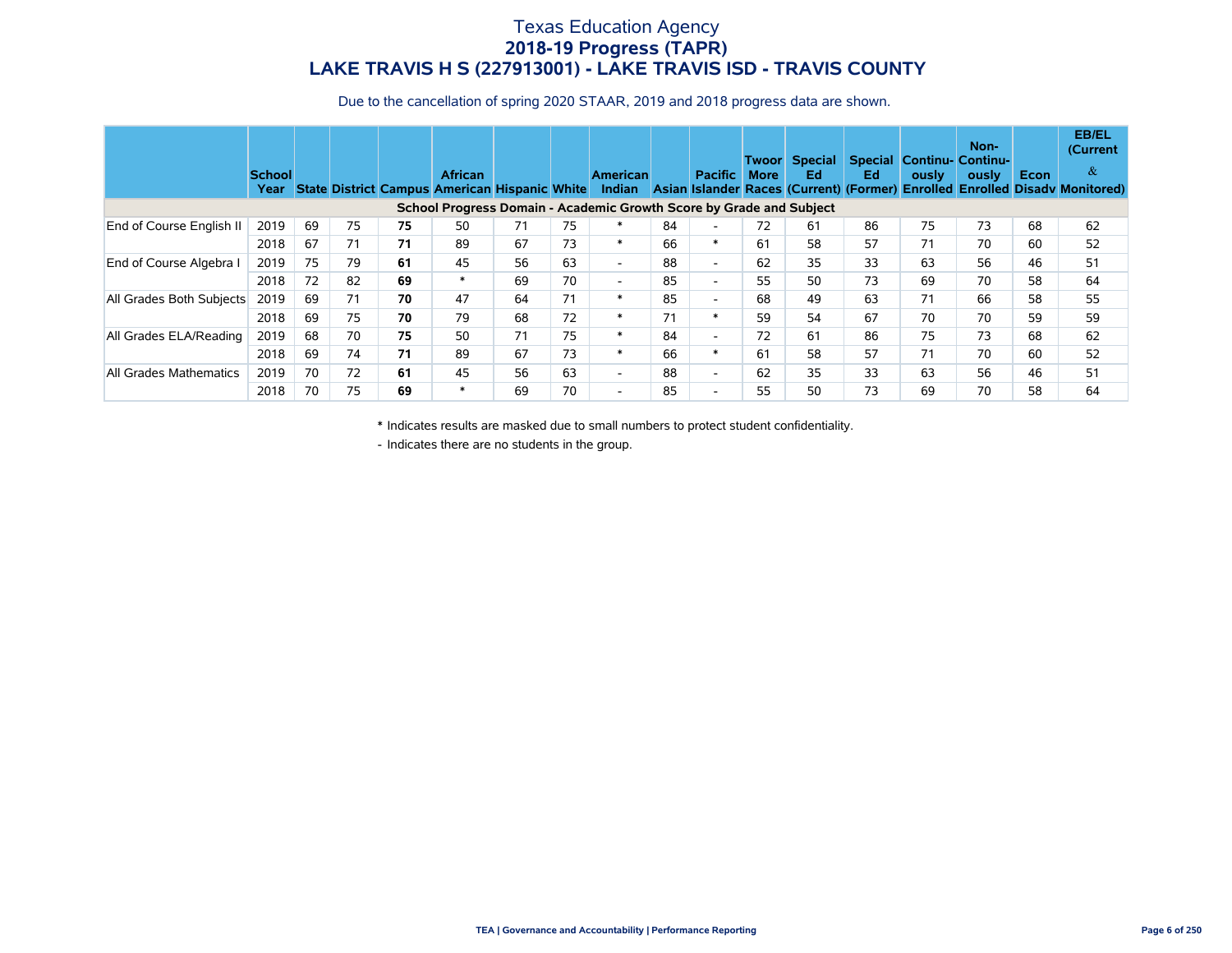# Texas Education Agency
## 2018-19 Progress (TAPR)
## LAKE TRAVIS H S (227913001) - LAKE TRAVIS ISD - TRAVIS COUNTY

Due to the cancellation of spring 2020 STAAR, 2019 and 2018 progress data are shown.

| | School Year | State | District | Campus | African American | Hispanic | White | American Indian | Asian | Pacific Islander | Twoor More Races | Special Ed (Current) | Special Ed (Former) | Continu-ously Enrolled | Non-Continu-ously Enrolled | Econ Disadv | EB/EL (Current & Monitored) |
|---|---|---|---|---|---|---|---|---|---|---|---|---|---|---|---|---|---|
| **School Progress Domain - Academic Growth Score by Grade and Subject** | | | | | | | | | | | | | | | | | |
| End of Course English II | 2019 | 69 | 75 | **75** | 50 | 71 | 75 | * | 84 | - | 72 | 61 | 86 | 75 | 73 | 68 | 62 |
| | 2018 | 67 | 71 | **71** | 89 | 67 | 73 | * | 66 | * | 61 | 58 | 57 | 71 | 70 | 60 | 52 |
| End of Course Algebra I | 2019 | 75 | 79 | **61** | 45 | 56 | 63 | - | 88 | - | 62 | 35 | 33 | 63 | 56 | 46 | 51 |
| | 2018 | 72 | 82 | **69** | * | 69 | 70 | - | 85 | - | 55 | 50 | 73 | 69 | 70 | 58 | 64 |
| All Grades Both Subjects | 2019 | 69 | 71 | **70** | 47 | 64 | 71 | * | 85 | - | 68 | 49 | 63 | 71 | 66 | 58 | 55 |
| | 2018 | 69 | 75 | **70** | 79 | 68 | 72 | * | 71 | * | 59 | 54 | 67 | 70 | 70 | 59 | 59 |
| All Grades ELA/Reading | 2019 | 68 | 70 | **75** | 50 | 71 | 75 | * | 84 | - | 72 | 61 | 86 | 75 | 73 | 68 | 62 |
| | 2018 | 69 | 74 | **71** | 89 | 67 | 73 | * | 66 | * | 61 | 58 | 57 | 71 | 70 | 60 | 52 |
| All Grades Mathematics | 2019 | 70 | 72 | **61** | 45 | 56 | 63 | - | 88 | - | 62 | 35 | 33 | 63 | 56 | 46 | 51 |
| | 2018 | 70 | 75 | **69** | * | 69 | 70 | - | 85 | - | 55 | 50 | 73 | 69 | 70 | 58 | 64 |

\* Indicates results are masked due to small numbers to protect student confidentiality.

\- Indicates there are no students in the group.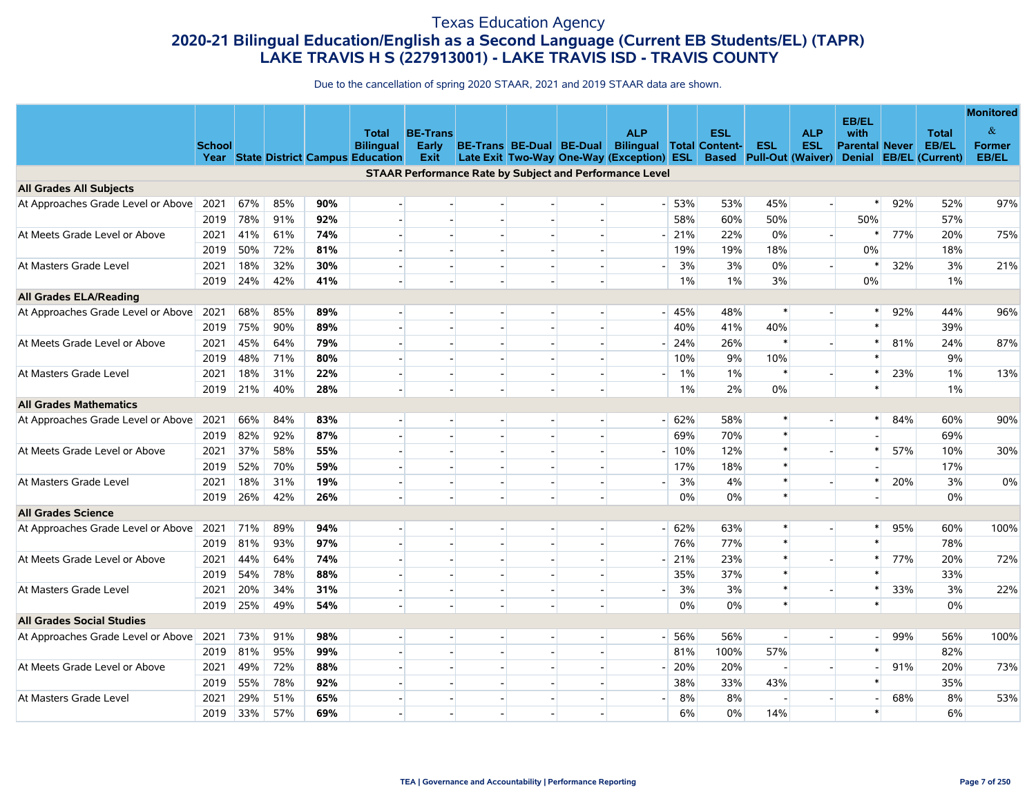# Texas Education Agency

## 2020-21 Bilingual Education/English as a Second Language (Current EB Students/EL) (TAPR)

## LAKE TRAVIS H S (227913001) - LAKE TRAVIS ISD - TRAVIS COUNTY

Due to the cancellation of spring 2020 STAAR, 2021 and 2019 STAAR data are shown.

| | School Year | State | District | Campus | Total Bilingual Education | BE-Trans Early Exit | BE-Trans Late Exit | BE-Dual Two-Way | BE-Dual One-Way | ALP Bilingual (Exception) | Total ESL | ESL Content-Based | ESL Pull-Out | ALP ESL (Waiver) | EB/EL with Parental Denial | Never EB/EL | Total EB/EL (Current) | Monitored & Former EB/EL |
|---|---|---|---|---|---|---|---|---|---|---|---|---|---|---|---|---|---|---|
| **STAAR Performance Rate by Subject and Performance Level** | | | | | | | | | | | | | | | | | | |
| **All Grades All Subjects** | | | | | | | | | | | | | | | | | | |
| At Approaches Grade Level or Above | 2021 | 67% | 85% | **90%** | - | - | - | - | - | - | 53% | 53% | 45% | - | * | 92% | 52% | 97% |
| | 2019 | 78% | 91% | **92%** | - | - | - | - | - | | 58% | 60% | 50% | | 50% | | 57% | |
| At Meets Grade Level or Above | 2021 | 41% | 61% | **74%** | - | - | - | - | - | - | 21% | 22% | 0% | - | * | 77% | 20% | 75% |
| | 2019 | 50% | 72% | **81%** | - | - | - | - | - | | 19% | 19% | 18% | | 0% | | 18% | |
| At Masters Grade Level | 2021 | 18% | 32% | **30%** | - | - | - | - | - | - | 3% | 3% | 0% | - | * | 32% | 3% | 21% |
| | 2019 | 24% | 42% | **41%** | - | - | - | - | - | | 1% | 1% | 3% | | 0% | | 1% | |
| **All Grades ELA/Reading** | | | | | | | | | | | | | | | | | | |
| At Approaches Grade Level or Above | 2021 | 68% | 85% | **89%** | - | - | - | - | - | - | 45% | 48% | * | - | * | 92% | 44% | 96% |
| | 2019 | 75% | 90% | **89%** | - | - | - | - | - | | 40% | 41% | 40% | | * | | 39% | |
| At Meets Grade Level or Above | 2021 | 45% | 64% | **79%** | - | - | - | - | - | - | 24% | 26% | * | - | * | 81% | 24% | 87% |
| | 2019 | 48% | 71% | **80%** | - | - | - | - | - | | 10% | 9% | 10% | | * | | 9% | |
| At Masters Grade Level | 2021 | 18% | 31% | **22%** | - | - | - | - | - | - | 1% | 1% | * | - | * | 23% | 1% | 13% |
| | 2019 | 21% | 40% | **28%** | - | - | - | - | - | | 1% | 2% | 0% | | * | | 1% | |
| **All Grades Mathematics** | | | | | | | | | | | | | | | | | | |
| At Approaches Grade Level or Above | 2021 | 66% | 84% | **83%** | - | - | - | - | - | - | 62% | 58% | * | - | * | 84% | 60% | 90% |
| | 2019 | 82% | 92% | **87%** | - | - | - | - | - | | 69% | 70% | * | | - | | 69% | |
| At Meets Grade Level or Above | 2021 | 37% | 58% | **55%** | - | - | - | - | - | - | 10% | 12% | * | - | * | 57% | 10% | 30% |
| | 2019 | 52% | 70% | **59%** | - | - | - | - | - | | 17% | 18% | * | | - | | 17% | |
| At Masters Grade Level | 2021 | 18% | 31% | **19%** | - | - | - | - | - | - | 3% | 4% | * | - | * | 20% | 3% | 0% |
| | 2019 | 26% | 42% | **26%** | - | - | - | - | - | | 0% | 0% | * | | - | | 0% | |
| **All Grades Science** | | | | | | | | | | | | | | | | | | |
| At Approaches Grade Level or Above | 2021 | 71% | 89% | **94%** | - | - | - | - | - | - | 62% | 63% | * | - | * | 95% | 60% | 100% |
| | 2019 | 81% | 93% | **97%** | - | - | - | - | - | | 76% | 77% | * | | * | | 78% | |
| At Meets Grade Level or Above | 2021 | 44% | 64% | **74%** | - | - | - | - | - | - | 21% | 23% | * | - | * | 77% | 20% | 72% |
| | 2019 | 54% | 78% | **88%** | - | - | - | - | - | | 35% | 37% | * | | * | | 33% | |
| At Masters Grade Level | 2021 | 20% | 34% | **31%** | - | - | - | - | - | - | 3% | 3% | * | - | * | 33% | 3% | 22% |
| | 2019 | 25% | 49% | **54%** | - | - | - | - | - | | 0% | 0% | * | | * | | 0% | |
| **All Grades Social Studies** | | | | | | | | | | | | | | | | | | |
| At Approaches Grade Level or Above | 2021 | 73% | 91% | **98%** | - | - | - | - | - | - | 56% | 56% | - | - | - | 99% | 56% | 100% |
| | 2019 | 81% | 95% | **99%** | - | - | - | - | - | | 81% | 100% | 57% | | * | | 82% | |
| At Meets Grade Level or Above | 2021 | 49% | 72% | **88%** | - | - | - | - | - | - | 20% | 20% | - | - | - | 91% | 20% | 73% |
| | 2019 | 55% | 78% | **92%** | - | - | - | - | - | | 38% | 33% | 43% | | * | | 35% | |
| At Masters Grade Level | 2021 | 29% | 51% | **65%** | - | - | - | - | - | - | 8% | 8% | - | - | - | 68% | 8% | 53% |
| | 2019 | 33% | 57% | **69%** | - | - | - | - | - | | 6% | 0% | 14% | | * | | 6% | |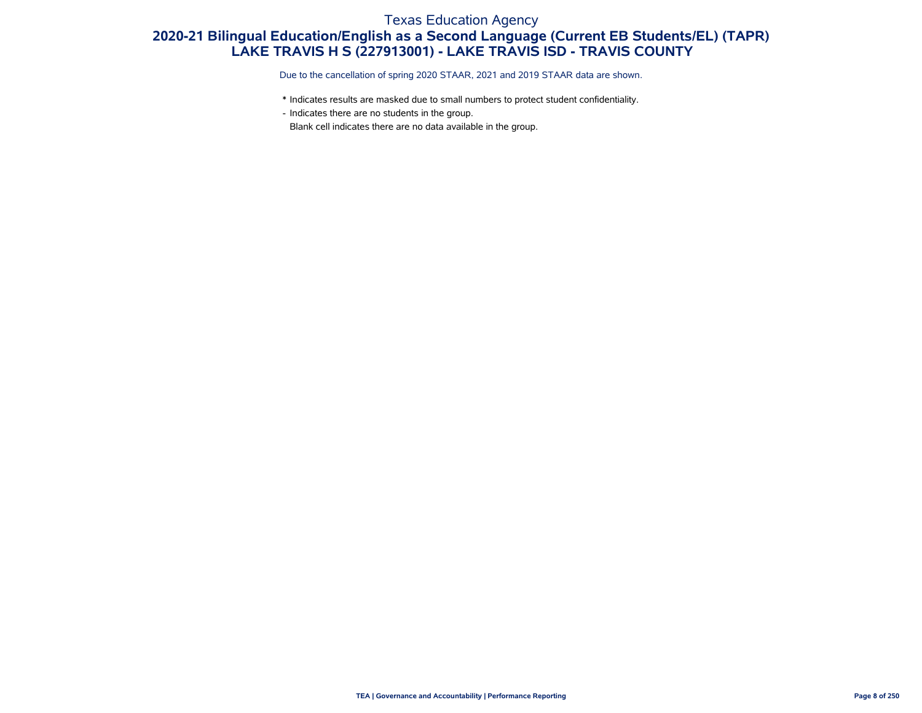# Texas Education Agency

## 2020-21 Bilingual Education/English as a Second Language (Current EB Students/EL) (TAPR)
## LAKE TRAVIS H S (227913001) - LAKE TRAVIS ISD - TRAVIS COUNTY

Due to the cancellation of spring 2020 STAAR, 2021 and 2019 STAAR data are shown.

* Indicates results are masked due to small numbers to protect student confidentiality.
- Indicates there are no students in the group.
Blank cell indicates there are no data available in the group.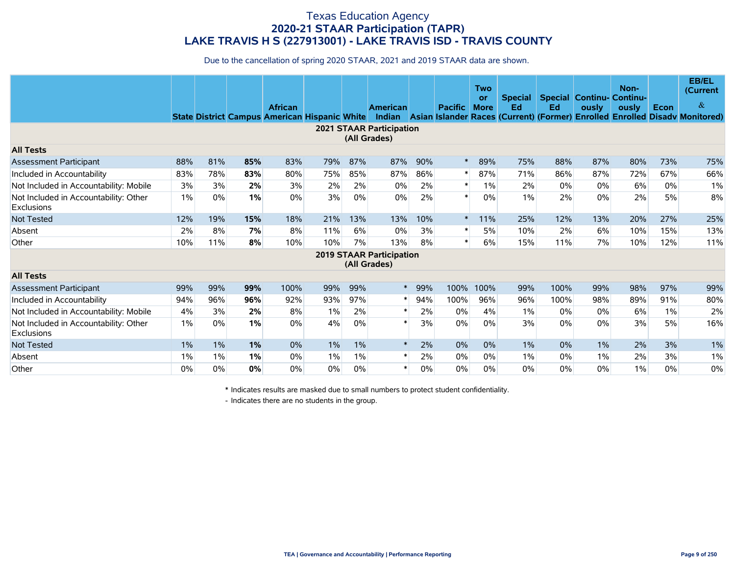# Texas Education Agency
## 2020-21 STAAR Participation (TAPR)
## LAKE TRAVIS H S (227913001) - LAKE TRAVIS ISD - TRAVIS COUNTY

Due to the cancellation of spring 2020 STAAR, 2021 and 2019 STAAR data are shown.

| | State | District | Campus | African American | Hispanic | White | American Indian | Asian | Pacific Islander | Two or More Races | Special Ed (Current) | Special Ed (Former) | Continu-ously Enrolled | Non-Continu-ously Enrolled | Econ Disadv | EB/EL (Current & Monitored) |
|---|---|---|---|---|---|---|---|---|---|---|---|---|---|---|---|---|
| **2021 STAAR Participation (All Grades)** | | | | | | | | | | | | | | | | |
| **All Tests** | | | | | | | | | | | | | | | | |
| Assessment Participant | 88% | 81% | **85%** | 83% | 79% | 87% | 87% | 90% | * | 89% | 75% | 88% | 87% | 80% | 73% | 75% |
| Included in Accountability | 83% | 78% | **83%** | 80% | 75% | 85% | 87% | 86% | * | 87% | 71% | 86% | 87% | 72% | 67% | 66% |
| Not Included in Accountability: Mobile | 3% | 3% | **2%** | 3% | 2% | 2% | 0% | 2% | * | 1% | 2% | 0% | 0% | 6% | 0% | 1% |
| Not Included in Accountability: Other Exclusions | 1% | 0% | **1%** | 0% | 3% | 0% | 0% | 2% | * | 0% | 1% | 2% | 0% | 2% | 5% | 8% |
| Not Tested | 12% | 19% | **15%** | 18% | 21% | 13% | 13% | 10% | * | 11% | 25% | 12% | 13% | 20% | 27% | 25% |
| Absent | 2% | 8% | **7%** | 8% | 11% | 6% | 0% | 3% | * | 5% | 10% | 2% | 6% | 10% | 15% | 13% |
| Other | 10% | 11% | **8%** | 10% | 10% | 7% | 13% | 8% | * | 6% | 15% | 11% | 7% | 10% | 12% | 11% |
| **2019 STAAR Participation (All Grades)** | | | | | | | | | | | | | | | | |
| **All Tests** | | | | | | | | | | | | | | | | |
| Assessment Participant | 99% | 99% | **99%** | 100% | 99% | 99% | * | 99% | 100% | 100% | 99% | 100% | 99% | 98% | 97% | 99% |
| Included in Accountability | 94% | 96% | **96%** | 92% | 93% | 97% | * | 94% | 100% | 96% | 96% | 100% | 98% | 89% | 91% | 80% |
| Not Included in Accountability: Mobile | 4% | 3% | **2%** | 8% | 1% | 2% | * | 2% | 0% | 4% | 1% | 0% | 0% | 6% | 1% | 2% |
| Not Included in Accountability: Other Exclusions | 1% | 0% | **1%** | 0% | 4% | 0% | * | 3% | 0% | 0% | 3% | 0% | 0% | 3% | 5% | 16% |
| Not Tested | 1% | 1% | **1%** | 0% | 1% | 1% | * | 2% | 0% | 0% | 1% | 0% | 1% | 2% | 3% | 1% |
| Absent | 1% | 1% | **1%** | 0% | 1% | 1% | * | 2% | 0% | 0% | 1% | 0% | 1% | 2% | 3% | 1% |
| Other | 0% | 0% | **0%** | 0% | 0% | 0% | * | 0% | 0% | 0% | 0% | 0% | 0% | 1% | 0% | 0% |

\* Indicates results are masked due to small numbers to protect student confidentiality.

\- Indicates there are no students in the group.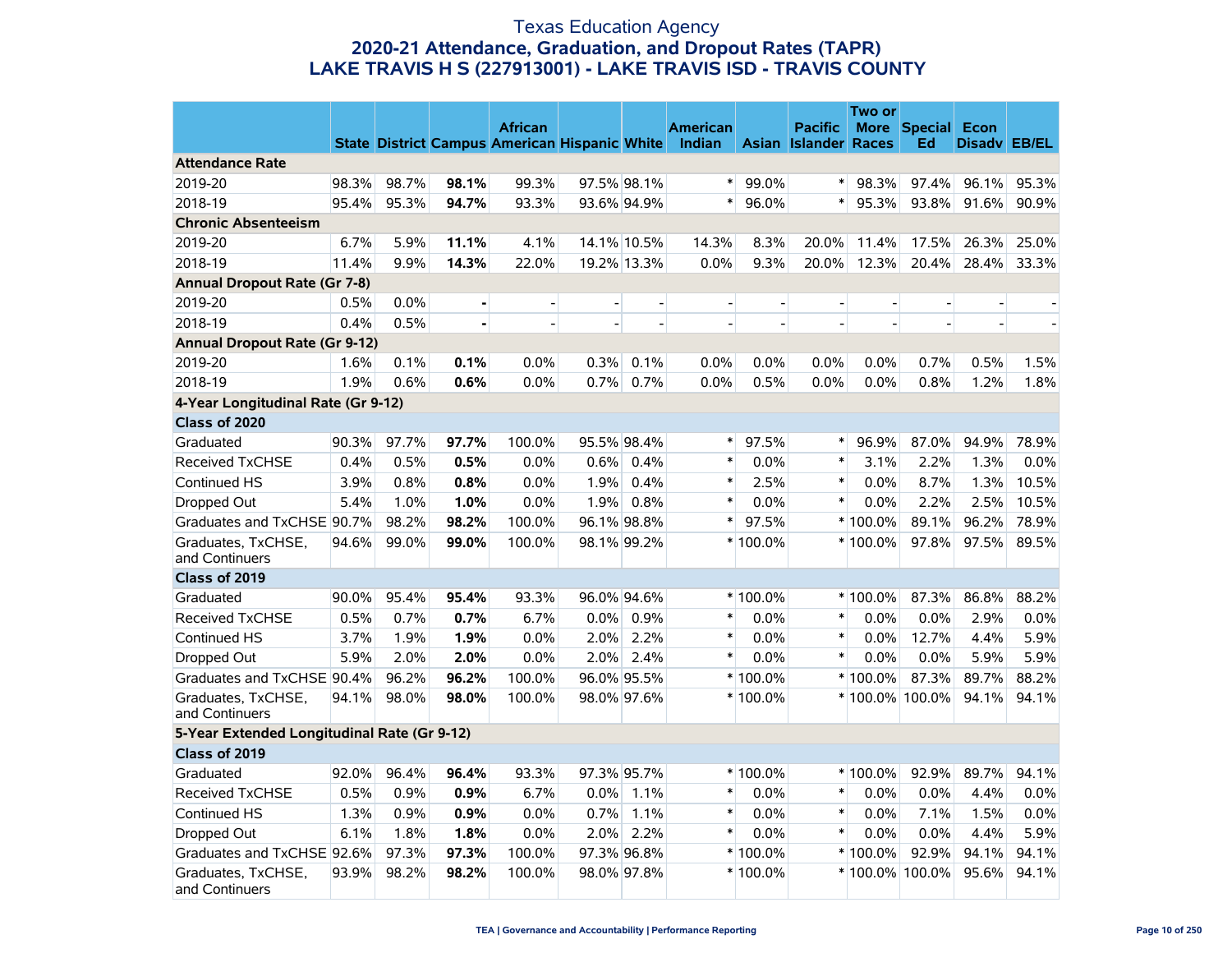# Texas Education Agency
## 2020-21 Attendance, Graduation, and Dropout Rates (TAPR)
## LAKE TRAVIS H S (227913001) - LAKE TRAVIS ISD - TRAVIS COUNTY

| | State | District | Campus | African American | Hispanic | White | American Indian | Asian | Pacific Islander | Two or More Races | Special Ed | Econ Disadv | EB/EL |
|---|---|---|---|---|---|---|---|---|---|---|---|---|---|
| **Attendance Rate** | | | | | | | | | | | | | |
| 2019-20 | 98.3% | 98.7% | **98.1%** | 99.3% | 97.5% | 98.1% | * | 99.0% | * | 98.3% | 97.4% | 96.1% | 95.3% |
| 2018-19 | 95.4% | 95.3% | **94.7%** | 93.3% | 93.6% | 94.9% | * | 96.0% | * | 95.3% | 93.8% | 91.6% | 90.9% |
| **Chronic Absenteeism** | | | | | | | | | | | | | |
| 2019-20 | 6.7% | 5.9% | **11.1%** | 4.1% | 14.1% | 10.5% | 14.3% | 8.3% | 20.0% | 11.4% | 17.5% | 26.3% | 25.0% |
| 2018-19 | 11.4% | 9.9% | **14.3%** | 22.0% | 19.2% | 13.3% | 0.0% | 9.3% | 20.0% | 12.3% | 20.4% | 28.4% | 33.3% |
| **Annual Dropout Rate (Gr 7-8)** | | | | | | | | | | | | | |
| 2019-20 | 0.5% | 0.0% | **-** | - | - | - | - | - | - | - | - | - | - |
| 2018-19 | 0.4% | 0.5% | **-** | - | - | - | - | - | - | - | - | - | - |
| **Annual Dropout Rate (Gr 9-12)** | | | | | | | | | | | | | |
| 2019-20 | 1.6% | 0.1% | **0.1%** | 0.0% | 0.3% | 0.1% | 0.0% | 0.0% | 0.0% | 0.0% | 0.7% | 0.5% | 1.5% |
| 2018-19 | 1.9% | 0.6% | **0.6%** | 0.0% | 0.7% | 0.7% | 0.0% | 0.5% | 0.0% | 0.0% | 0.8% | 1.2% | 1.8% |
| **4-Year Longitudinal Rate (Gr 9-12)** | | | | | | | | | | | | | |
| **Class of 2020** | | | | | | | | | | | | | |
| Graduated | 90.3% | 97.7% | **97.7%** | 100.0% | 95.5% | 98.4% | * | 97.5% | * | 96.9% | 87.0% | 94.9% | 78.9% |
| Received TxCHSE | 0.4% | 0.5% | **0.5%** | 0.0% | 0.6% | 0.4% | * | 0.0% | * | 3.1% | 2.2% | 1.3% | 0.0% |
| Continued HS | 3.9% | 0.8% | **0.8%** | 0.0% | 1.9% | 0.4% | * | 2.5% | * | 0.0% | 8.7% | 1.3% | 10.5% |
| Dropped Out | 5.4% | 1.0% | **1.0%** | 0.0% | 1.9% | 0.8% | * | 0.0% | * | 0.0% | 2.2% | 2.5% | 10.5% |
| Graduates and TxCHSE | 90.7% | 98.2% | **98.2%** | 100.0% | 96.1% | 98.8% | * | 97.5% | * | 100.0% | 89.1% | 96.2% | 78.9% |
| Graduates, TxCHSE, and Continuers | 94.6% | 99.0% | **99.0%** | 100.0% | 98.1% | 99.2% | * | 100.0% | * | 100.0% | 97.8% | 97.5% | 89.5% |
| **Class of 2019** | | | | | | | | | | | | | |
| Graduated | 90.0% | 95.4% | **95.4%** | 93.3% | 96.0% | 94.6% | * | 100.0% | * | 100.0% | 87.3% | 86.8% | 88.2% |
| Received TxCHSE | 0.5% | 0.7% | **0.7%** | 6.7% | 0.0% | 0.9% | * | 0.0% | * | 0.0% | 0.0% | 2.9% | 0.0% |
| Continued HS | 3.7% | 1.9% | **1.9%** | 0.0% | 2.0% | 2.2% | * | 0.0% | * | 0.0% | 12.7% | 4.4% | 5.9% |
| Dropped Out | 5.9% | 2.0% | **2.0%** | 0.0% | 2.0% | 2.4% | * | 0.0% | * | 0.0% | 0.0% | 5.9% | 5.9% |
| Graduates and TxCHSE | 90.4% | 96.2% | **96.2%** | 100.0% | 96.0% | 95.5% | * | 100.0% | * | 100.0% | 87.3% | 89.7% | 88.2% |
| Graduates, TxCHSE, and Continuers | 94.1% | 98.0% | **98.0%** | 100.0% | 98.0% | 97.6% | * | 100.0% | * | 100.0% | 100.0% | 94.1% | 94.1% |
| **5-Year Extended Longitudinal Rate (Gr 9-12)** | | | | | | | | | | | | | |
| **Class of 2019** | | | | | | | | | | | | | |
| Graduated | 92.0% | 96.4% | **96.4%** | 93.3% | 97.3% | 95.7% | * | 100.0% | * | 100.0% | 92.9% | 89.7% | 94.1% |
| Received TxCHSE | 0.5% | 0.9% | **0.9%** | 6.7% | 0.0% | 1.1% | * | 0.0% | * | 0.0% | 0.0% | 4.4% | 0.0% |
| Continued HS | 1.3% | 0.9% | **0.9%** | 0.0% | 0.7% | 1.1% | * | 0.0% | * | 0.0% | 7.1% | 1.5% | 0.0% |
| Dropped Out | 6.1% | 1.8% | **1.8%** | 0.0% | 2.0% | 2.2% | * | 0.0% | * | 0.0% | 0.0% | 4.4% | 5.9% |
| Graduates and TxCHSE | 92.6% | 97.3% | **97.3%** | 100.0% | 97.3% | 96.8% | * | 100.0% | * | 100.0% | 92.9% | 94.1% | 94.1% |
| Graduates, TxCHSE, and Continuers | 93.9% | 98.2% | **98.2%** | 100.0% | 98.0% | 97.8% | * | 100.0% | * | 100.0% | 100.0% | 95.6% | 94.1% |

TEA | Governance and Accountability | Performance Reporting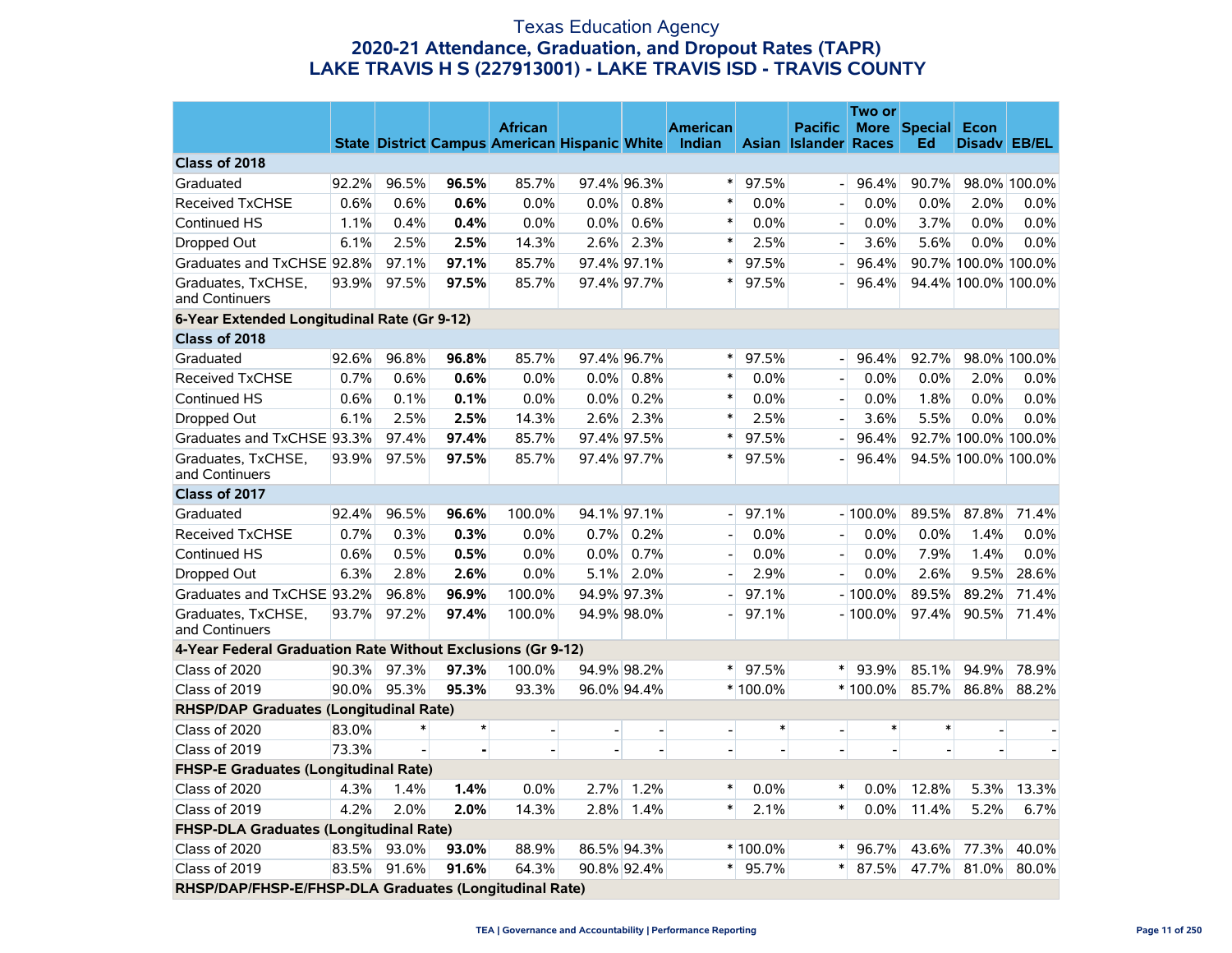# Texas Education Agency
## 2020-21 Attendance, Graduation, and Dropout Rates (TAPR)
## LAKE TRAVIS H S (227913001) - LAKE TRAVIS ISD - TRAVIS COUNTY

| | State | District | Campus | African American | Hispanic | White | American Indian | Asian | Pacific Islander | Two or More Races | Special Ed | Econ Disadv | EB/EL |
|---|---|---|---|---|---|---|---|---|---|---|---|---|---|
| **Class of 2018** | | | | | | | | | | | | | |
| Graduated | 92.2% | 96.5% | **96.5%** | 85.7% | 97.4% | 96.3% | * | 97.5% | - | 96.4% | 90.7% | 98.0% | 100.0% |
| Received TxCHSE | 0.6% | 0.6% | **0.6%** | 0.0% | 0.0% | 0.8% | * | 0.0% | - | 0.0% | 0.0% | 2.0% | 0.0% |
| Continued HS | 1.1% | 0.4% | **0.4%** | 0.0% | 0.0% | 0.6% | * | 0.0% | - | 0.0% | 3.7% | 0.0% | 0.0% |
| Dropped Out | 6.1% | 2.5% | **2.5%** | 14.3% | 2.6% | 2.3% | * | 2.5% | - | 3.6% | 5.6% | 0.0% | 0.0% |
| Graduates and TxCHSE | 92.8% | 97.1% | **97.1%** | 85.7% | 97.4% | 97.1% | * | 97.5% | - | 96.4% | 90.7% | 100.0% | 100.0% |
| Graduates, TxCHSE, and Continuers | 93.9% | 97.5% | **97.5%** | 85.7% | 97.4% | 97.7% | * | 97.5% | - | 96.4% | 94.4% | 100.0% | 100.0% |
| **6-Year Extended Longitudinal Rate (Gr 9-12)** | | | | | | | | | | | | | |
| **Class of 2018** | | | | | | | | | | | | | |
| Graduated | 92.6% | 96.8% | **96.8%** | 85.7% | 97.4% | 96.7% | * | 97.5% | - | 96.4% | 92.7% | 98.0% | 100.0% |
| Received TxCHSE | 0.7% | 0.6% | **0.6%** | 0.0% | 0.0% | 0.8% | * | 0.0% | - | 0.0% | 0.0% | 2.0% | 0.0% |
| Continued HS | 0.6% | 0.1% | **0.1%** | 0.0% | 0.0% | 0.2% | * | 0.0% | - | 0.0% | 1.8% | 0.0% | 0.0% |
| Dropped Out | 6.1% | 2.5% | **2.5%** | 14.3% | 2.6% | 2.3% | * | 2.5% | - | 3.6% | 5.5% | 0.0% | 0.0% |
| Graduates and TxCHSE | 93.3% | 97.4% | **97.4%** | 85.7% | 97.4% | 97.5% | * | 97.5% | - | 96.4% | 92.7% | 100.0% | 100.0% |
| Graduates, TxCHSE, and Continuers | 93.9% | 97.5% | **97.5%** | 85.7% | 97.4% | 97.7% | * | 97.5% | - | 96.4% | 94.5% | 100.0% | 100.0% |
| **Class of 2017** | | | | | | | | | | | | | |
| Graduated | 92.4% | 96.5% | **96.6%** | 100.0% | 94.1% | 97.1% | - | 97.1% | - | 100.0% | 89.5% | 87.8% | 71.4% |
| Received TxCHSE | 0.7% | 0.3% | **0.3%** | 0.0% | 0.7% | 0.2% | - | 0.0% | - | 0.0% | 0.0% | 1.4% | 0.0% |
| Continued HS | 0.6% | 0.5% | **0.5%** | 0.0% | 0.0% | 0.7% | - | 0.0% | - | 0.0% | 7.9% | 1.4% | 0.0% |
| Dropped Out | 6.3% | 2.8% | **2.6%** | 0.0% | 5.1% | 2.0% | - | 2.9% | - | 0.0% | 2.6% | 9.5% | 28.6% |
| Graduates and TxCHSE | 93.2% | 96.8% | **96.9%** | 100.0% | 94.9% | 97.3% | - | 97.1% | - | 100.0% | 89.5% | 89.2% | 71.4% |
| Graduates, TxCHSE, and Continuers | 93.7% | 97.2% | **97.4%** | 100.0% | 94.9% | 98.0% | - | 97.1% | - | 100.0% | 97.4% | 90.5% | 71.4% |
| **4-Year Federal Graduation Rate Without Exclusions (Gr 9-12)** | | | | | | | | | | | | | |
| Class of 2020 | 90.3% | 97.3% | **97.3%** | 100.0% | 94.9% | 98.2% | * | 97.5% | * | 93.9% | 85.1% | 94.9% | 78.9% |
| Class of 2019 | 90.0% | 95.3% | **95.3%** | 93.3% | 96.0% | 94.4% | * | 100.0% | * | 100.0% | 85.7% | 86.8% | 88.2% |
| **RHSP/DAP Graduates (Longitudinal Rate)** | | | | | | | | | | | | | |
| Class of 2020 | 83.0% | * | * | - | - | - | - | * | - | * | * | - | - |
| Class of 2019 | 73.3% | - | **-** | - | - | - | - | - | - | - | - | - | - |
| **FHSP-E Graduates (Longitudinal Rate)** | | | | | | | | | | | | | |
| Class of 2020 | 4.3% | 1.4% | **1.4%** | 0.0% | 2.7% | 1.2% | * | 0.0% | * | 0.0% | 12.8% | 5.3% | 13.3% |
| Class of 2019 | 4.2% | 2.0% | **2.0%** | 14.3% | 2.8% | 1.4% | * | 2.1% | * | 0.0% | 11.4% | 5.2% | 6.7% |
| **FHSP-DLA Graduates (Longitudinal Rate)** | | | | | | | | | | | | | |
| Class of 2020 | 83.5% | 93.0% | **93.0%** | 88.9% | 86.5% | 94.3% | * | 100.0% | * | 96.7% | 43.6% | 77.3% | 40.0% |
| Class of 2019 | 83.5% | 91.6% | **91.6%** | 64.3% | 90.8% | 92.4% | * | 95.7% | * | 87.5% | 47.7% | 81.0% | 80.0% |
| **RHSP/DAP/FHSP-E/FHSP-DLA Graduates (Longitudinal Rate)** | | | | | | | | | | | | | |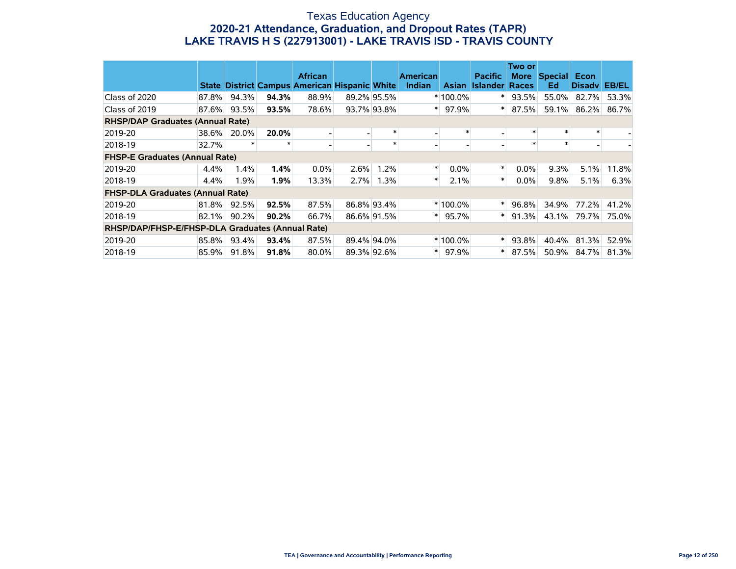# Texas Education Agency

## 2020-21 Attendance, Graduation, and Dropout Rates (TAPR)

## LAKE TRAVIS H S (227913001) - LAKE TRAVIS ISD - TRAVIS COUNTY

| | State | District | Campus | African American | Hispanic | White | American Indian | Asian | Pacific Islander | Two or More Races | Special Ed | Econ Disadv | EB/EL |
|---|---|---|---|---|---|---|---|---|---|---|---|---|---|
| Class of 2020 | 87.8% | 94.3% | **94.3%** | 88.9% | 89.2% | 95.5% | * | 100.0% | * | 93.5% | 55.0% | 82.7% | 53.3% |
| Class of 2019 | 87.6% | 93.5% | **93.5%** | 78.6% | 93.7% | 93.8% | * | 97.9% | * | 87.5% | 59.1% | 86.2% | 86.7% |
| **RHSP/DAP Graduates (Annual Rate)** | | | | | | | | | | | | | |
| 2019-20 | 38.6% | 20.0% | **20.0%** | - | - | * | - | * | - | * | * | * | - |
| 2018-19 | 32.7% | * | * | - | - | * | - | - | - | * | * | - | - |
| **FHSP-E Graduates (Annual Rate)** | | | | | | | | | | | | | |
| 2019-20 | 4.4% | 1.4% | **1.4%** | 0.0% | 2.6% | 1.2% | * | 0.0% | * | 0.0% | 9.3% | 5.1% | 11.8% |
| 2018-19 | 4.4% | 1.9% | **1.9%** | 13.3% | 2.7% | 1.3% | * | 2.1% | * | 0.0% | 9.8% | 5.1% | 6.3% |
| **FHSP-DLA Graduates (Annual Rate)** | | | | | | | | | | | | | |
| 2019-20 | 81.8% | 92.5% | **92.5%** | 87.5% | 86.8% | 93.4% | * | 100.0% | * | 96.8% | 34.9% | 77.2% | 41.2% |
| 2018-19 | 82.1% | 90.2% | **90.2%** | 66.7% | 86.6% | 91.5% | * | 95.7% | * | 91.3% | 43.1% | 79.7% | 75.0% |
| **RHSP/DAP/FHSP-E/FHSP-DLA Graduates (Annual Rate)** | | | | | | | | | | | | | |
| 2019-20 | 85.8% | 93.4% | **93.4%** | 87.5% | 89.4% | 94.0% | * | 100.0% | * | 93.8% | 40.4% | 81.3% | 52.9% |
| 2018-19 | 85.9% | 91.8% | **91.8%** | 80.0% | 89.3% | 92.6% | * | 97.9% | * | 87.5% | 50.9% | 84.7% | 81.3% |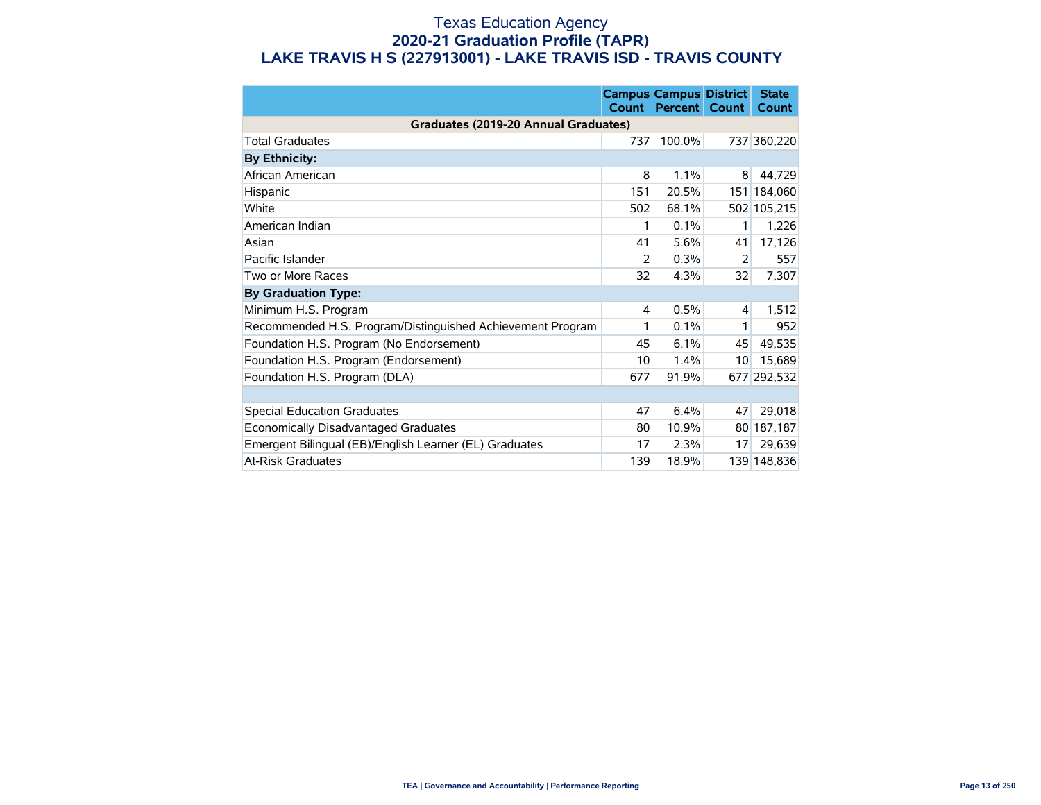# Texas Education Agency

## 2020-21 Graduation Profile (TAPR)

## LAKE TRAVIS H S (227913001) - LAKE TRAVIS ISD - TRAVIS COUNTY

| | Campus Count | Campus Percent | District Count | State Count |
|---|---|---|---|---|
| **Graduates (2019-20 Annual Graduates)** | | | | |
| Total Graduates | 737 | 100.0% | 737 | 360,220 |
| **By Ethnicity:** | | | | |
| African American | 8 | 1.1% | 8 | 44,729 |
| Hispanic | 151 | 20.5% | 151 | 184,060 |
| White | 502 | 68.1% | 502 | 105,215 |
| American Indian | 1 | 0.1% | 1 | 1,226 |
| Asian | 41 | 5.6% | 41 | 17,126 |
| Pacific Islander | 2 | 0.3% | 2 | 557 |
| Two or More Races | 32 | 4.3% | 32 | 7,307 |
| **By Graduation Type:** | | | | |
| Minimum H.S. Program | 4 | 0.5% | 4 | 1,512 |
| Recommended H.S. Program/Distinguished Achievement Program | 1 | 0.1% | 1 | 952 |
| Foundation H.S. Program (No Endorsement) | 45 | 6.1% | 45 | 49,535 |
| Foundation H.S. Program (Endorsement) | 10 | 1.4% | 10 | 15,689 |
| Foundation H.S. Program (DLA) | 677 | 91.9% | 677 | 292,532 |
| | | | | |
| Special Education Graduates | 47 | 6.4% | 47 | 29,018 |
| Economically Disadvantaged Graduates | 80 | 10.9% | 80 | 187,187 |
| Emergent Bilingual (EB)/English Learner (EL) Graduates | 17 | 2.3% | 17 | 29,639 |
| At-Risk Graduates | 139 | 18.9% | 139 | 148,836 |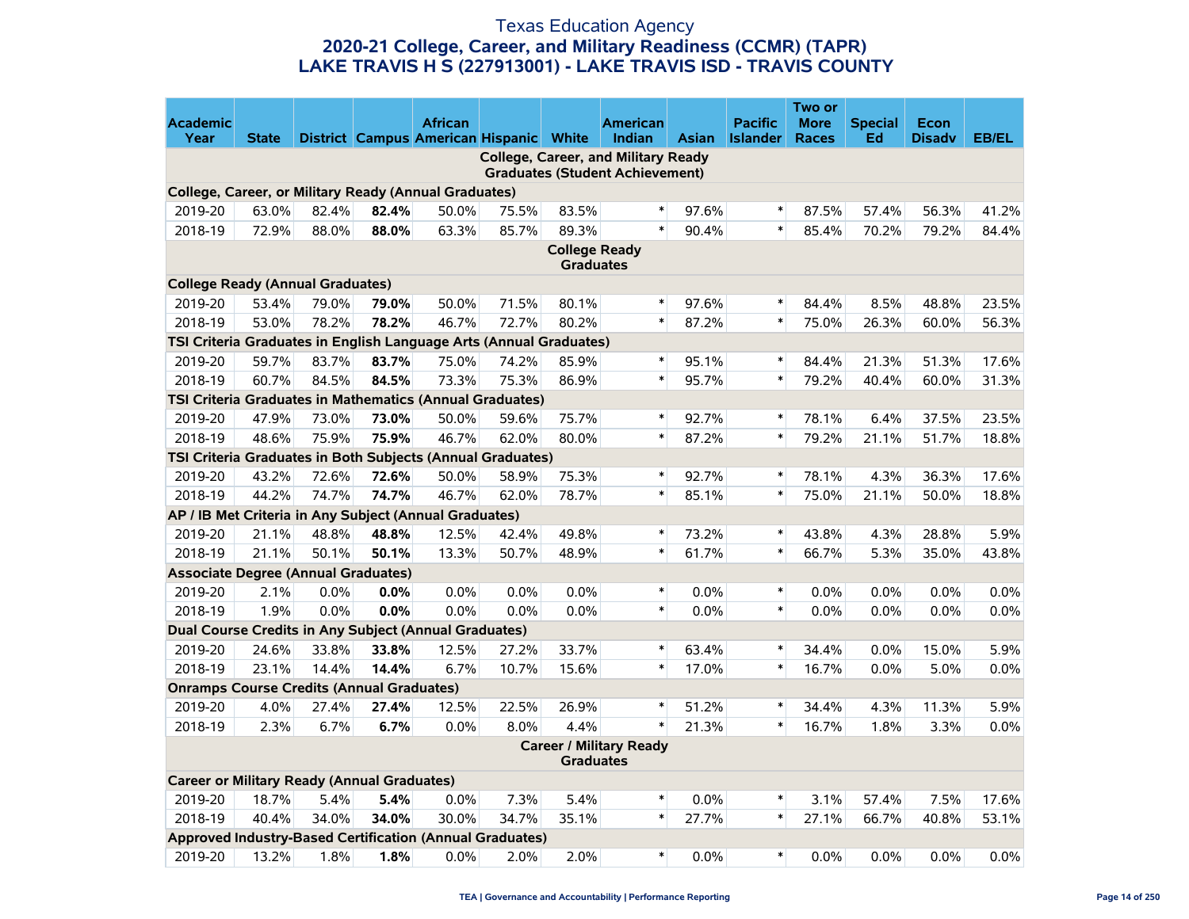# Texas Education Agency

## 2020-21 College, Career, and Military Readiness (CCMR) (TAPR)

## LAKE TRAVIS H S (227913001) - LAKE TRAVIS ISD - TRAVIS COUNTY

| Academic Year | State | District | Campus | African American | Hispanic | White | American Indian | Asian | Pacific Islander | Two or More Races | Special Ed | Econ Disadv | EB/EL |
|---|---|---|---|---|---|---|---|---|---|---|---|---|---|
| **College, Career, and Military Ready Graduates (Student Achievement)** | | | | | | | | | | | | | |
| **College, Career, or Military Ready (Annual Graduates)** | | | | | | | | | | | | | |
| 2019-20 | 63.0% | 82.4% | **82.4%** | 50.0% | 75.5% | 83.5% | * | 97.6% | * | 87.5% | 57.4% | 56.3% | 41.2% |
| 2018-19 | 72.9% | 88.0% | **88.0%** | 63.3% | 85.7% | 89.3% | * | 90.4% | * | 85.4% | 70.2% | 79.2% | 84.4% |
| **College Ready Graduates** | | | | | | | | | | | | | |
| **College Ready (Annual Graduates)** | | | | | | | | | | | | | |
| 2019-20 | 53.4% | 79.0% | **79.0%** | 50.0% | 71.5% | 80.1% | * | 97.6% | * | 84.4% | 8.5% | 48.8% | 23.5% |
| 2018-19 | 53.0% | 78.2% | **78.2%** | 46.7% | 72.7% | 80.2% | * | 87.2% | * | 75.0% | 26.3% | 60.0% | 56.3% |
| **TSI Criteria Graduates in English Language Arts (Annual Graduates)** | | | | | | | | | | | | | |
| 2019-20 | 59.7% | 83.7% | **83.7%** | 75.0% | 74.2% | 85.9% | * | 95.1% | * | 84.4% | 21.3% | 51.3% | 17.6% |
| 2018-19 | 60.7% | 84.5% | **84.5%** | 73.3% | 75.3% | 86.9% | * | 95.7% | * | 79.2% | 40.4% | 60.0% | 31.3% |
| **TSI Criteria Graduates in Mathematics (Annual Graduates)** | | | | | | | | | | | | | |
| 2019-20 | 47.9% | 73.0% | **73.0%** | 50.0% | 59.6% | 75.7% | * | 92.7% | * | 78.1% | 6.4% | 37.5% | 23.5% |
| 2018-19 | 48.6% | 75.9% | **75.9%** | 46.7% | 62.0% | 80.0% | * | 87.2% | * | 79.2% | 21.1% | 51.7% | 18.8% |
| **TSI Criteria Graduates in Both Subjects (Annual Graduates)** | | | | | | | | | | | | | |
| 2019-20 | 43.2% | 72.6% | **72.6%** | 50.0% | 58.9% | 75.3% | * | 92.7% | * | 78.1% | 4.3% | 36.3% | 17.6% |
| 2018-19 | 44.2% | 74.7% | **74.7%** | 46.7% | 62.0% | 78.7% | * | 85.1% | * | 75.0% | 21.1% | 50.0% | 18.8% |
| **AP / IB Met Criteria in Any Subject (Annual Graduates)** | | | | | | | | | | | | | |
| 2019-20 | 21.1% | 48.8% | **48.8%** | 12.5% | 42.4% | 49.8% | * | 73.2% | * | 43.8% | 4.3% | 28.8% | 5.9% |
| 2018-19 | 21.1% | 50.1% | **50.1%** | 13.3% | 50.7% | 48.9% | * | 61.7% | * | 66.7% | 5.3% | 35.0% | 43.8% |
| **Associate Degree (Annual Graduates)** | | | | | | | | | | | | | |
| 2019-20 | 2.1% | 0.0% | **0.0%** | 0.0% | 0.0% | 0.0% | * | 0.0% | * | 0.0% | 0.0% | 0.0% | 0.0% |
| 2018-19 | 1.9% | 0.0% | **0.0%** | 0.0% | 0.0% | 0.0% | * | 0.0% | * | 0.0% | 0.0% | 0.0% | 0.0% |
| **Dual Course Credits in Any Subject (Annual Graduates)** | | | | | | | | | | | | | |
| 2019-20 | 24.6% | 33.8% | **33.8%** | 12.5% | 27.2% | 33.7% | * | 63.4% | * | 34.4% | 0.0% | 15.0% | 5.9% |
| 2018-19 | 23.1% | 14.4% | **14.4%** | 6.7% | 10.7% | 15.6% | * | 17.0% | * | 16.7% | 0.0% | 5.0% | 0.0% |
| **Onramps Course Credits (Annual Graduates)** | | | | | | | | | | | | | |
| 2019-20 | 4.0% | 27.4% | **27.4%** | 12.5% | 22.5% | 26.9% | * | 51.2% | * | 34.4% | 4.3% | 11.3% | 5.9% |
| 2018-19 | 2.3% | 6.7% | **6.7%** | 0.0% | 8.0% | 4.4% | * | 21.3% | * | 16.7% | 1.8% | 3.3% | 0.0% |
| **Career / Military Ready Graduates** | | | | | | | | | | | | | |
| **Career or Military Ready (Annual Graduates)** | | | | | | | | | | | | | |
| 2019-20 | 18.7% | 5.4% | **5.4%** | 0.0% | 7.3% | 5.4% | * | 0.0% | * | 3.1% | 57.4% | 7.5% | 17.6% |
| 2018-19 | 40.4% | 34.0% | **34.0%** | 30.0% | 34.7% | 35.1% | * | 27.7% | * | 27.1% | 66.7% | 40.8% | 53.1% |
| **Approved Industry-Based Certification (Annual Graduates)** | | | | | | | | | | | | | |
| 2019-20 | 13.2% | 1.8% | **1.8%** | 0.0% | 2.0% | 2.0% | * | 0.0% | * | 0.0% | 0.0% | 0.0% | 0.0% |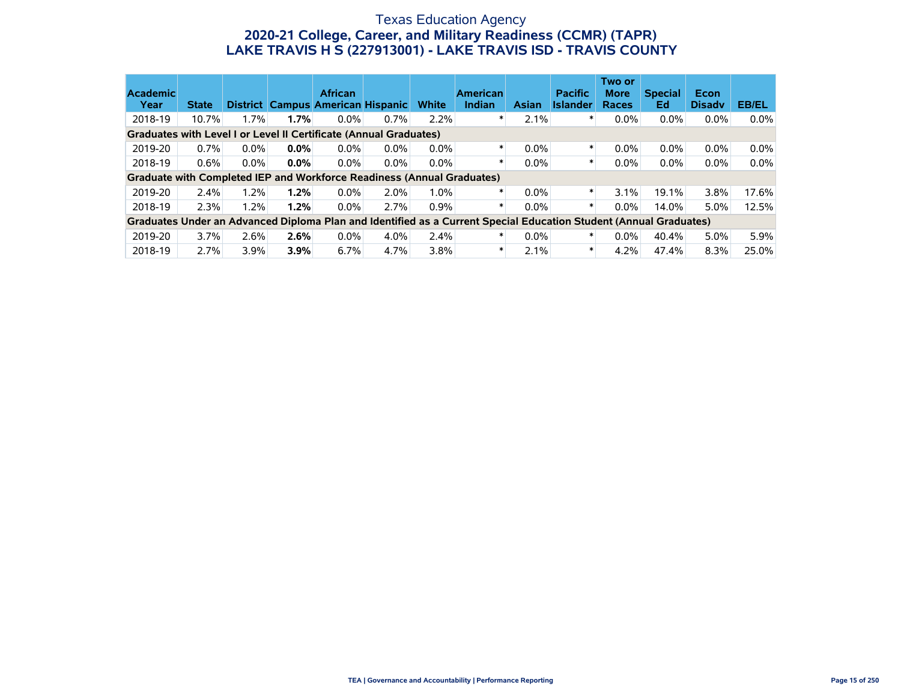Texas Education Agency

## 2020-21 College, Career, and Military Readiness (CCMR) (TAPR)
## LAKE TRAVIS H S (227913001) - LAKE TRAVIS ISD - TRAVIS COUNTY

| Academic Year | State | District | Campus | African American | Hispanic | White | American Indian | Asian | Pacific Islander | Two or More Races | Special Ed | Econ Disadv | EB/EL |
|---|---|---|---|---|---|---|---|---|---|---|---|---|---|
| 2018-19 | 10.7% | 1.7% | **1.7%** | 0.0% | 0.7% | 2.2% | * | 2.1% | * | 0.0% | 0.0% | 0.0% | 0.0% |
| **Graduates with Level I or Level II Certificate (Annual Graduates)** | | | | | | | | | | | | | |
| 2019-20 | 0.7% | 0.0% | **0.0%** | 0.0% | 0.0% | 0.0% | * | 0.0% | * | 0.0% | 0.0% | 0.0% | 0.0% |
| 2018-19 | 0.6% | 0.0% | **0.0%** | 0.0% | 0.0% | 0.0% | * | 0.0% | * | 0.0% | 0.0% | 0.0% | 0.0% |
| **Graduate with Completed IEP and Workforce Readiness (Annual Graduates)** | | | | | | | | | | | | | |
| 2019-20 | 2.4% | 1.2% | **1.2%** | 0.0% | 2.0% | 1.0% | * | 0.0% | * | 3.1% | 19.1% | 3.8% | 17.6% |
| 2018-19 | 2.3% | 1.2% | **1.2%** | 0.0% | 2.7% | 0.9% | * | 0.0% | * | 0.0% | 14.0% | 5.0% | 12.5% |
| **Graduates Under an Advanced Diploma Plan and Identified as a Current Special Education Student (Annual Graduates)** | | | | | | | | | | | | | |
| 2019-20 | 3.7% | 2.6% | **2.6%** | 0.0% | 4.0% | 2.4% | * | 0.0% | * | 0.0% | 40.4% | 5.0% | 5.9% |
| 2018-19 | 2.7% | 3.9% | **3.9%** | 6.7% | 4.7% | 3.8% | * | 2.1% | * | 4.2% | 47.4% | 8.3% | 25.0% |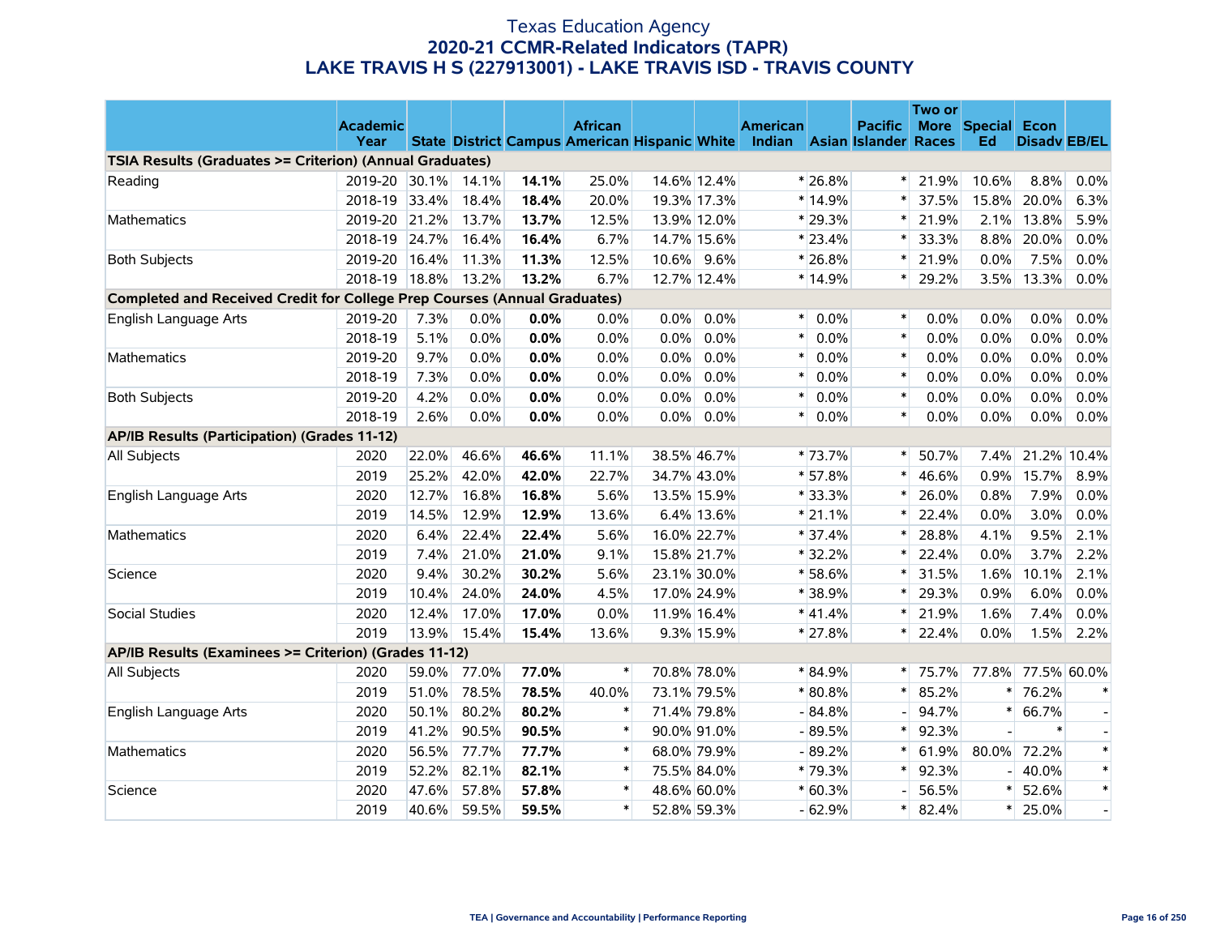# Texas Education Agency
## 2020-21 CCMR-Related Indicators (TAPR)
## LAKE TRAVIS H S (227913001) - LAKE TRAVIS ISD - TRAVIS COUNTY

| | Academic Year | State | District | Campus | African American | Hispanic | White | American Indian | Asian | Pacific Islander | Two or More Races | Special Ed | Econ Disadv | EB/EL |
|---|---|---|---|---|---|---|---|---|---|---|---|---|---|---|
| **TSIA Results (Graduates >= Criterion) (Annual Graduates)** | | | | | | | | | | | | | | |
| Reading | 2019-20 | 30.1% | 14.1% | **14.1%** | 25.0% | 14.6% | 12.4% | * | 26.8% | * | 21.9% | 10.6% | 8.8% | 0.0% |
| | 2018-19 | 33.4% | 18.4% | **18.4%** | 20.0% | 19.3% | 17.3% | * | 14.9% | * | 37.5% | 15.8% | 20.0% | 6.3% |
| Mathematics | 2019-20 | 21.2% | 13.7% | **13.7%** | 12.5% | 13.9% | 12.0% | * | 29.3% | * | 21.9% | 2.1% | 13.8% | 5.9% |
| | 2018-19 | 24.7% | 16.4% | **16.4%** | 6.7% | 14.7% | 15.6% | * | 23.4% | * | 33.3% | 8.8% | 20.0% | 0.0% |
| Both Subjects | 2019-20 | 16.4% | 11.3% | **11.3%** | 12.5% | 10.6% | 9.6% | * | 26.8% | * | 21.9% | 0.0% | 7.5% | 0.0% |
| | 2018-19 | 18.8% | 13.2% | **13.2%** | 6.7% | 12.7% | 12.4% | * | 14.9% | * | 29.2% | 3.5% | 13.3% | 0.0% |
| **Completed and Received Credit for College Prep Courses (Annual Graduates)** | | | | | | | | | | | | | | |
| English Language Arts | 2019-20 | 7.3% | 0.0% | **0.0%** | 0.0% | 0.0% | 0.0% | * | 0.0% | * | 0.0% | 0.0% | 0.0% | 0.0% |
| | 2018-19 | 5.1% | 0.0% | **0.0%** | 0.0% | 0.0% | 0.0% | * | 0.0% | * | 0.0% | 0.0% | 0.0% | 0.0% |
| Mathematics | 2019-20 | 9.7% | 0.0% | **0.0%** | 0.0% | 0.0% | 0.0% | * | 0.0% | * | 0.0% | 0.0% | 0.0% | 0.0% |
| | 2018-19 | 7.3% | 0.0% | **0.0%** | 0.0% | 0.0% | 0.0% | * | 0.0% | * | 0.0% | 0.0% | 0.0% | 0.0% |
| Both Subjects | 2019-20 | 4.2% | 0.0% | **0.0%** | 0.0% | 0.0% | 0.0% | * | 0.0% | * | 0.0% | 0.0% | 0.0% | 0.0% |
| | 2018-19 | 2.6% | 0.0% | **0.0%** | 0.0% | 0.0% | 0.0% | * | 0.0% | * | 0.0% | 0.0% | 0.0% | 0.0% |
| **AP/IB Results (Participation) (Grades 11-12)** | | | | | | | | | | | | | | |
| All Subjects | 2020 | 22.0% | 46.6% | **46.6%** | 11.1% | 38.5% | 46.7% | * | 73.7% | * | 50.7% | 7.4% | 21.2% | 10.4% |
| | 2019 | 25.2% | 42.0% | **42.0%** | 22.7% | 34.7% | 43.0% | * | 57.8% | * | 46.6% | 0.9% | 15.7% | 8.9% |
| English Language Arts | 2020 | 12.7% | 16.8% | **16.8%** | 5.6% | 13.5% | 15.9% | * | 33.3% | * | 26.0% | 0.8% | 7.9% | 0.0% |
| | 2019 | 14.5% | 12.9% | **12.9%** | 13.6% | 6.4% | 13.6% | * | 21.1% | * | 22.4% | 0.0% | 3.0% | 0.0% |
| Mathematics | 2020 | 6.4% | 22.4% | **22.4%** | 5.6% | 16.0% | 22.7% | * | 37.4% | * | 28.8% | 4.1% | 9.5% | 2.1% |
| | 2019 | 7.4% | 21.0% | **21.0%** | 9.1% | 15.8% | 21.7% | * | 32.2% | * | 22.4% | 0.0% | 3.7% | 2.2% |
| Science | 2020 | 9.4% | 30.2% | **30.2%** | 5.6% | 23.1% | 30.0% | * | 58.6% | * | 31.5% | 1.6% | 10.1% | 2.1% |
| | 2019 | 10.4% | 24.0% | **24.0%** | 4.5% | 17.0% | 24.9% | * | 38.9% | * | 29.3% | 0.9% | 6.0% | 0.0% |
| Social Studies | 2020 | 12.4% | 17.0% | **17.0%** | 0.0% | 11.9% | 16.4% | * | 41.4% | * | 21.9% | 1.6% | 7.4% | 0.0% |
| | 2019 | 13.9% | 15.4% | **15.4%** | 13.6% | 9.3% | 15.9% | * | 27.8% | * | 22.4% | 0.0% | 1.5% | 2.2% |
| **AP/IB Results (Examinees >= Criterion) (Grades 11-12)** | | | | | | | | | | | | | | |
| All Subjects | 2020 | 59.0% | 77.0% | **77.0%** | * | 70.8% | 78.0% | * | 84.9% | * | 75.7% | 77.8% | 77.5% | 60.0% |
| | 2019 | 51.0% | 78.5% | **78.5%** | 40.0% | 73.1% | 79.5% | * | 80.8% | * | 85.2% | * | 76.2% | * |
| English Language Arts | 2020 | 50.1% | 80.2% | **80.2%** | * | 71.4% | 79.8% | - | 84.8% | - | 94.7% | * | 66.7% | - |
| | 2019 | 41.2% | 90.5% | **90.5%** | * | 90.0% | 91.0% | - | 89.5% | * | 92.3% | - | * | - |
| Mathematics | 2020 | 56.5% | 77.7% | **77.7%** | * | 68.0% | 79.9% | - | 89.2% | * | 61.9% | 80.0% | 72.2% | * |
| | 2019 | 52.2% | 82.1% | **82.1%** | * | 75.5% | 84.0% | * | 79.3% | * | 92.3% | - | 40.0% | * |
| Science | 2020 | 47.6% | 57.8% | **57.8%** | * | 48.6% | 60.0% | * | 60.3% | - | 56.5% | * | 52.6% | * |
| | 2019 | 40.6% | 59.5% | **59.5%** | * | 52.8% | 59.3% | - | 62.9% | * | 82.4% | * | 25.0% | - |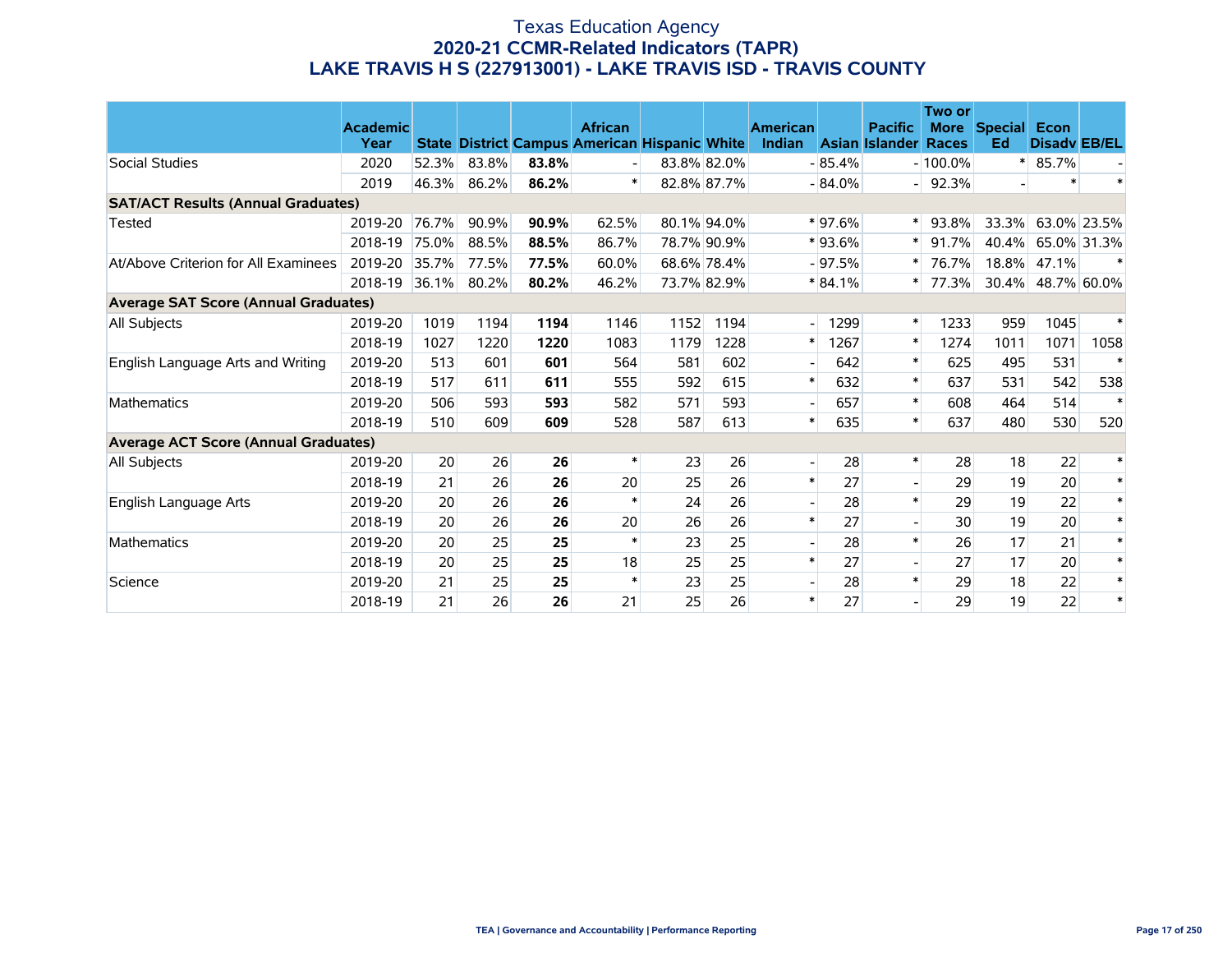# Texas Education Agency
## 2020-21 CCMR-Related Indicators (TAPR)
## LAKE TRAVIS H S (227913001) - LAKE TRAVIS ISD - TRAVIS COUNTY

| | Academic Year | State | District | Campus | African American | Hispanic | White | American Indian | Asian | Pacific Islander | Two or More Races | Special Ed | Econ Disadv | EB/EL |
|---|---|---|---|---|---|---|---|---|---|---|---|---|---|---|
| Social Studies | 2020 | 52.3% | 83.8% | **83.8%** | - | 83.8% | 82.0% | - | 85.4% | - | 100.0% | * | 85.7% | - |
| | 2019 | 46.3% | 86.2% | **86.2%** | * | 82.8% | 87.7% | - | 84.0% | - | 92.3% | - | * | * |
| **SAT/ACT Results (Annual Graduates)** | | | | | | | | | | | | | | |
| Tested | 2019-20 | 76.7% | 90.9% | **90.9%** | 62.5% | 80.1% | 94.0% | * | 97.6% | * | 93.8% | 33.3% | 63.0% | 23.5% |
| | 2018-19 | 75.0% | 88.5% | **88.5%** | 86.7% | 78.7% | 90.9% | * | 93.6% | * | 91.7% | 40.4% | 65.0% | 31.3% |
| At/Above Criterion for All Examinees | 2019-20 | 35.7% | 77.5% | **77.5%** | 60.0% | 68.6% | 78.4% | - | 97.5% | * | 76.7% | 18.8% | 47.1% | * |
| | 2018-19 | 36.1% | 80.2% | **80.2%** | 46.2% | 73.7% | 82.9% | * | 84.1% | * | 77.3% | 30.4% | 48.7% | 60.0% |
| **Average SAT Score (Annual Graduates)** | | | | | | | | | | | | | | |
| All Subjects | 2019-20 | 1019 | 1194 | **1194** | 1146 | 1152 | 1194 | - | 1299 | * | 1233 | 959 | 1045 | * |
| | 2018-19 | 1027 | 1220 | **1220** | 1083 | 1179 | 1228 | * | 1267 | * | 1274 | 1011 | 1071 | 1058 |
| English Language Arts and Writing | 2019-20 | 513 | 601 | **601** | 564 | 581 | 602 | - | 642 | * | 625 | 495 | 531 | * |
| | 2018-19 | 517 | 611 | **611** | 555 | 592 | 615 | * | 632 | * | 637 | 531 | 542 | 538 |
| Mathematics | 2019-20 | 506 | 593 | **593** | 582 | 571 | 593 | - | 657 | * | 608 | 464 | 514 | * |
| | 2018-19 | 510 | 609 | **609** | 528 | 587 | 613 | * | 635 | * | 637 | 480 | 530 | 520 |
| **Average ACT Score (Annual Graduates)** | | | | | | | | | | | | | | |
| All Subjects | 2019-20 | 20 | 26 | **26** | * | 23 | 26 | - | 28 | * | 28 | 18 | 22 | * |
| | 2018-19 | 21 | 26 | **26** | 20 | 25 | 26 | * | 27 | - | 29 | 19 | 20 | * |
| English Language Arts | 2019-20 | 20 | 26 | **26** | * | 24 | 26 | - | 28 | * | 29 | 19 | 22 | * |
| | 2018-19 | 20 | 26 | **26** | 20 | 26 | 26 | * | 27 | - | 30 | 19 | 20 | * |
| Mathematics | 2019-20 | 20 | 25 | **25** | * | 23 | 25 | - | 28 | * | 26 | 17 | 21 | * |
| | 2018-19 | 20 | 25 | **25** | 18 | 25 | 25 | * | 27 | - | 27 | 17 | 20 | * |
| Science | 2019-20 | 21 | 25 | **25** | * | 23 | 25 | - | 28 | * | 29 | 18 | 22 | * |
| | 2018-19 | 21 | 26 | **26** | 21 | 25 | 26 | * | 27 | - | 29 | 19 | 22 | * |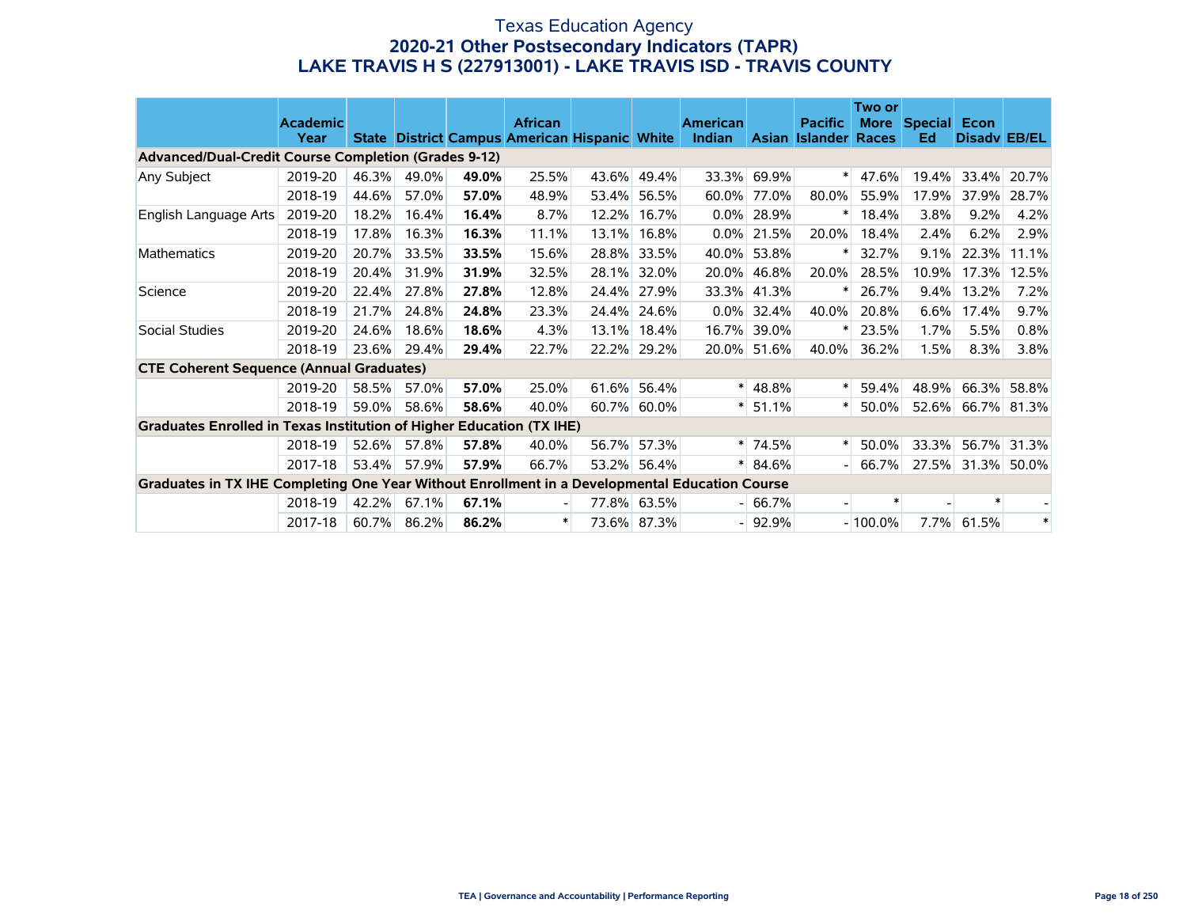# Texas Education Agency

## 2020-21 Other Postsecondary Indicators (TAPR)

## LAKE TRAVIS H S (227913001) - LAKE TRAVIS ISD - TRAVIS COUNTY

| | Academic Year | State | District | Campus | African American | Hispanic | White | American Indian | Asian | Pacific Islander | Two or More Races | Special Ed | Econ Disadv | EB/EL |
|---|---|---|---|---|---|---|---|---|---|---|---|---|---|---|
| **Advanced/Dual-Credit Course Completion (Grades 9-12)** | | | | | | | | | | | | | | |
| Any Subject | 2019-20 | 46.3% | 49.0% | **49.0%** | 25.5% | 43.6% | 49.4% | 33.3% | 69.9% | * | 47.6% | 19.4% | 33.4% | 20.7% |
| | 2018-19 | 44.6% | 57.0% | **57.0%** | 48.9% | 53.4% | 56.5% | 60.0% | 77.0% | 80.0% | 55.9% | 17.9% | 37.9% | 28.7% |
| English Language Arts | 2019-20 | 18.2% | 16.4% | **16.4%** | 8.7% | 12.2% | 16.7% | 0.0% | 28.9% | * | 18.4% | 3.8% | 9.2% | 4.2% |
| | 2018-19 | 17.8% | 16.3% | **16.3%** | 11.1% | 13.1% | 16.8% | 0.0% | 21.5% | 20.0% | 18.4% | 2.4% | 6.2% | 2.9% |
| Mathematics | 2019-20 | 20.7% | 33.5% | **33.5%** | 15.6% | 28.8% | 33.5% | 40.0% | 53.8% | * | 32.7% | 9.1% | 22.3% | 11.1% |
| | 2018-19 | 20.4% | 31.9% | **31.9%** | 32.5% | 28.1% | 32.0% | 20.0% | 46.8% | 20.0% | 28.5% | 10.9% | 17.3% | 12.5% |
| Science | 2019-20 | 22.4% | 27.8% | **27.8%** | 12.8% | 24.4% | 27.9% | 33.3% | 41.3% | * | 26.7% | 9.4% | 13.2% | 7.2% |
| | 2018-19 | 21.7% | 24.8% | **24.8%** | 23.3% | 24.4% | 24.6% | 0.0% | 32.4% | 40.0% | 20.8% | 6.6% | 17.4% | 9.7% |
| Social Studies | 2019-20 | 24.6% | 18.6% | **18.6%** | 4.3% | 13.1% | 18.4% | 16.7% | 39.0% | * | 23.5% | 1.7% | 5.5% | 0.8% |
| | 2018-19 | 23.6% | 29.4% | **29.4%** | 22.7% | 22.2% | 29.2% | 20.0% | 51.6% | 40.0% | 36.2% | 1.5% | 8.3% | 3.8% |
| **CTE Coherent Sequence (Annual Graduates)** | | | | | | | | | | | | | | |
| | 2019-20 | 58.5% | 57.0% | **57.0%** | 25.0% | 61.6% | 56.4% | * | 48.8% | * | 59.4% | 48.9% | 66.3% | 58.8% |
| | 2018-19 | 59.0% | 58.6% | **58.6%** | 40.0% | 60.7% | 60.0% | * | 51.1% | * | 50.0% | 52.6% | 66.7% | 81.3% |
| **Graduates Enrolled in Texas Institution of Higher Education (TX IHE)** | | | | | | | | | | | | | | |
| | 2018-19 | 52.6% | 57.8% | **57.8%** | 40.0% | 56.7% | 57.3% | * | 74.5% | * | 50.0% | 33.3% | 56.7% | 31.3% |
| | 2017-18 | 53.4% | 57.9% | **57.9%** | 66.7% | 53.2% | 56.4% | * | 84.6% | - | 66.7% | 27.5% | 31.3% | 50.0% |
| **Graduates in TX IHE Completing One Year Without Enrollment in a Developmental Education Course** | | | | | | | | | | | | | | |
| | 2018-19 | 42.2% | 67.1% | **67.1%** | - | 77.8% | 63.5% | - | 66.7% | - | * | - | * | - |
| | 2017-18 | 60.7% | 86.2% | **86.2%** | * | 73.6% | 87.3% | - | 92.9% | - | 100.0% | 7.7% | 61.5% | * |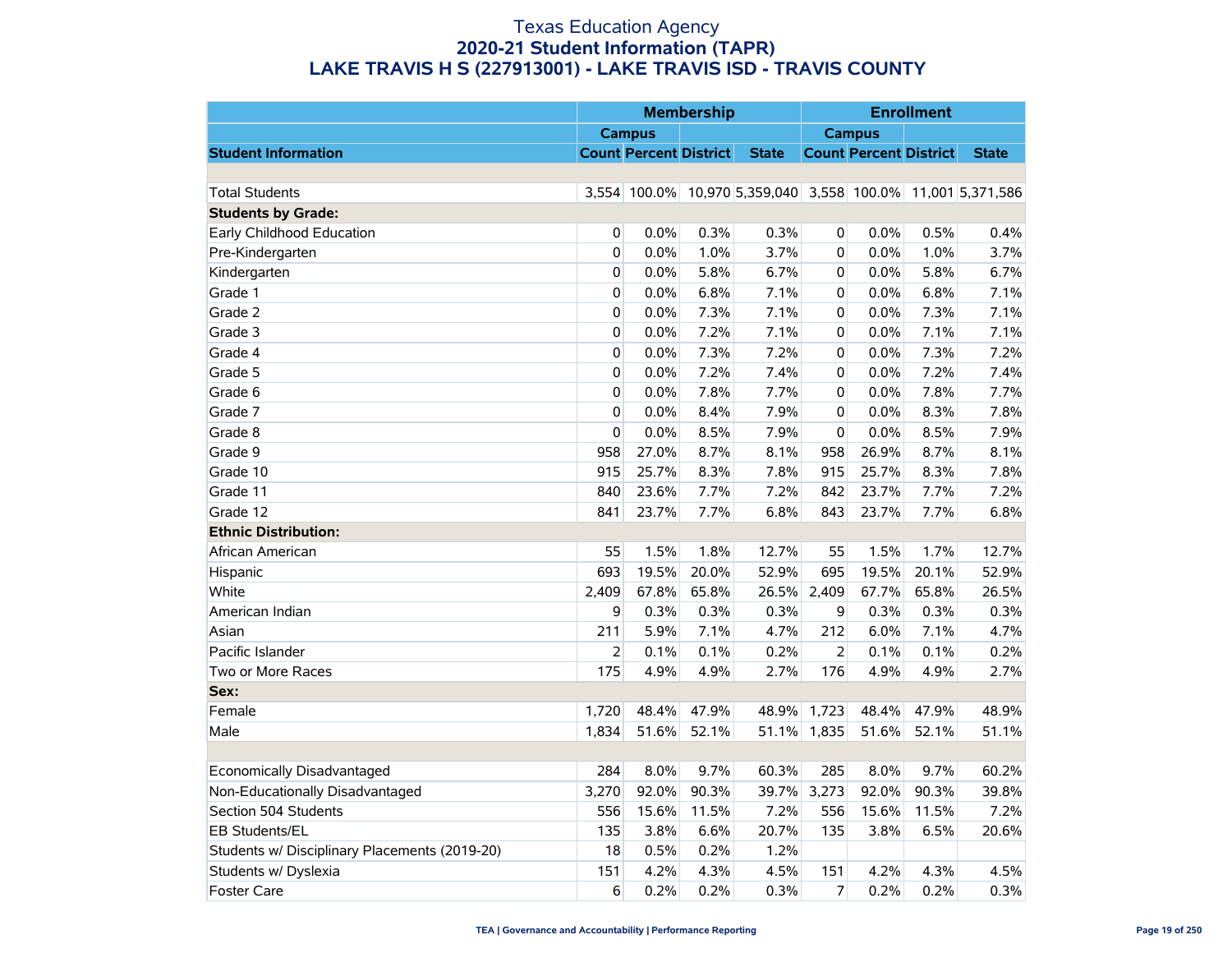# Texas Education Agency
## 2020-21 Student Information (TAPR)
## LAKE TRAVIS H S (227913001) - LAKE TRAVIS ISD - TRAVIS COUNTY

| | Membership | | | | Enrollment | | | |
|---|---|---|---|---|---|---|---|---|
| | Campus | | | | Campus | | | |
| **Student Information** | **Count** | **Percent** | **District** | **State** | **Count** | **Percent** | **District** | **State** |
| | | | | | | | | |
| Total Students | 3,554 | 100.0% | 10,970 | 5,359,040 | 3,558 | 100.0% | 11,001 | 5,371,586 |
| **Students by Grade:** | | | | | | | | |
| Early Childhood Education | 0 | 0.0% | 0.3% | 0.3% | 0 | 0.0% | 0.5% | 0.4% |
| Pre-Kindergarten | 0 | 0.0% | 1.0% | 3.7% | 0 | 0.0% | 1.0% | 3.7% |
| Kindergarten | 0 | 0.0% | 5.8% | 6.7% | 0 | 0.0% | 5.8% | 6.7% |
| Grade 1 | 0 | 0.0% | 6.8% | 7.1% | 0 | 0.0% | 6.8% | 7.1% |
| Grade 2 | 0 | 0.0% | 7.3% | 7.1% | 0 | 0.0% | 7.3% | 7.1% |
| Grade 3 | 0 | 0.0% | 7.2% | 7.1% | 0 | 0.0% | 7.1% | 7.1% |
| Grade 4 | 0 | 0.0% | 7.3% | 7.2% | 0 | 0.0% | 7.3% | 7.2% |
| Grade 5 | 0 | 0.0% | 7.2% | 7.4% | 0 | 0.0% | 7.2% | 7.4% |
| Grade 6 | 0 | 0.0% | 7.8% | 7.7% | 0 | 0.0% | 7.8% | 7.7% |
| Grade 7 | 0 | 0.0% | 8.4% | 7.9% | 0 | 0.0% | 8.3% | 7.8% |
| Grade 8 | 0 | 0.0% | 8.5% | 7.9% | 0 | 0.0% | 8.5% | 7.9% |
| Grade 9 | 958 | 27.0% | 8.7% | 8.1% | 958 | 26.9% | 8.7% | 8.1% |
| Grade 10 | 915 | 25.7% | 8.3% | 7.8% | 915 | 25.7% | 8.3% | 7.8% |
| Grade 11 | 840 | 23.6% | 7.7% | 7.2% | 842 | 23.7% | 7.7% | 7.2% |
| Grade 12 | 841 | 23.7% | 7.7% | 6.8% | 843 | 23.7% | 7.7% | 6.8% |
| **Ethnic Distribution:** | | | | | | | | |
| African American | 55 | 1.5% | 1.8% | 12.7% | 55 | 1.5% | 1.7% | 12.7% |
| Hispanic | 693 | 19.5% | 20.0% | 52.9% | 695 | 19.5% | 20.1% | 52.9% |
| White | 2,409 | 67.8% | 65.8% | 26.5% | 2,409 | 67.7% | 65.8% | 26.5% |
| American Indian | 9 | 0.3% | 0.3% | 0.3% | 9 | 0.3% | 0.3% | 0.3% |
| Asian | 211 | 5.9% | 7.1% | 4.7% | 212 | 6.0% | 7.1% | 4.7% |
| Pacific Islander | 2 | 0.1% | 0.1% | 0.2% | 2 | 0.1% | 0.1% | 0.2% |
| Two or More Races | 175 | 4.9% | 4.9% | 2.7% | 176 | 4.9% | 4.9% | 2.7% |
| **Sex:** | | | | | | | | |
| Female | 1,720 | 48.4% | 47.9% | 48.9% | 1,723 | 48.4% | 47.9% | 48.9% |
| Male | 1,834 | 51.6% | 52.1% | 51.1% | 1,835 | 51.6% | 52.1% | 51.1% |
| | | | | | | | | |
| Economically Disadvantaged | 284 | 8.0% | 9.7% | 60.3% | 285 | 8.0% | 9.7% | 60.2% |
| Non-Educationally Disadvantaged | 3,270 | 92.0% | 90.3% | 39.7% | 3,273 | 92.0% | 90.3% | 39.8% |
| Section 504 Students | 556 | 15.6% | 11.5% | 7.2% | 556 | 15.6% | 11.5% | 7.2% |
| EB Students/EL | 135 | 3.8% | 6.6% | 20.7% | 135 | 3.8% | 6.5% | 20.6% |
| Students w/ Disciplinary Placements (2019-20) | 18 | 0.5% | 0.2% | 1.2% | | | | |
| Students w/ Dyslexia | 151 | 4.2% | 4.3% | 4.5% | 151 | 4.2% | 4.3% | 4.5% |
| Foster Care | 6 | 0.2% | 0.2% | 0.3% | 7 | 0.2% | 0.2% | 0.3% |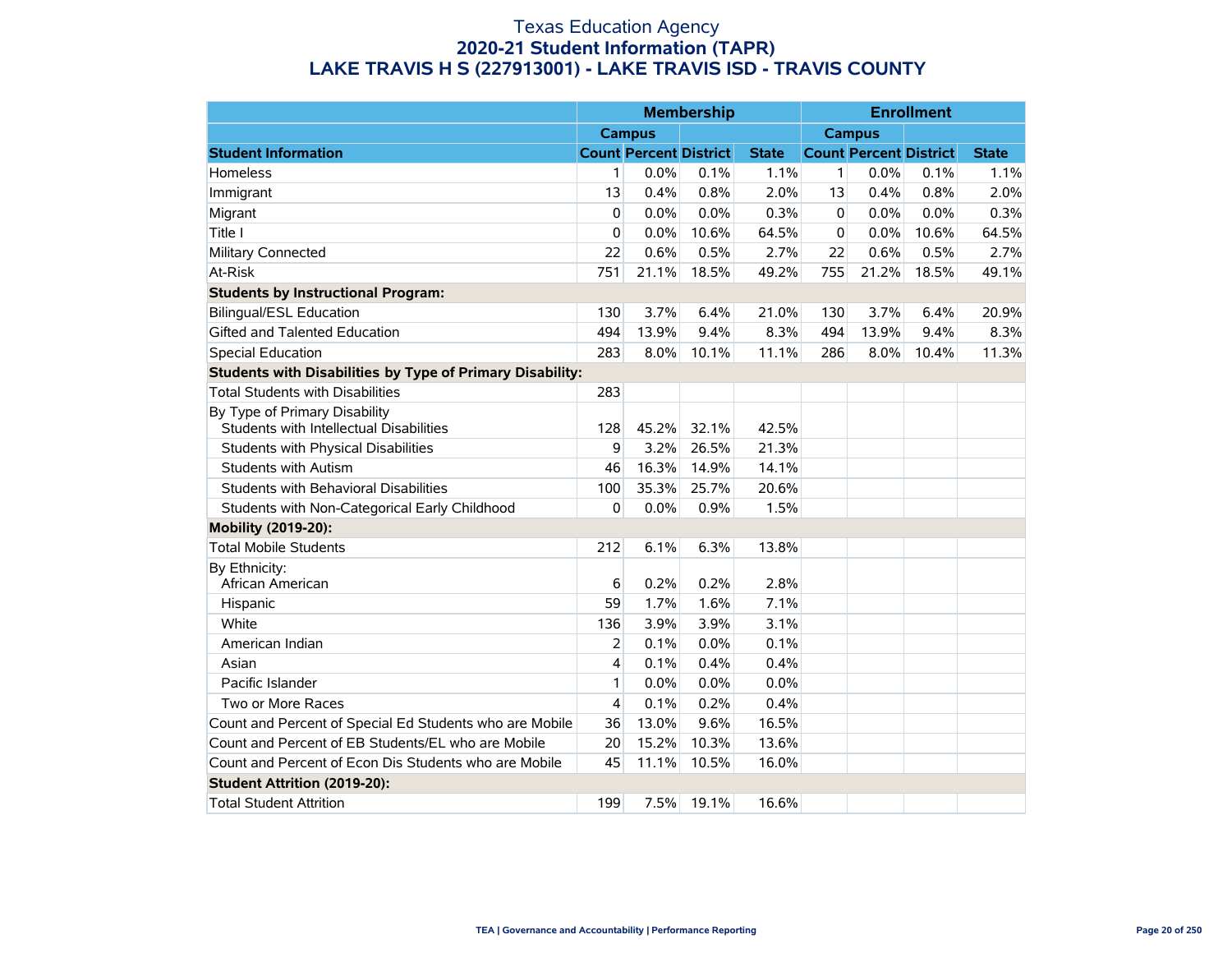# Texas Education Agency

## 2020-21 Student Information (TAPR)

## LAKE TRAVIS H S (227913001) - LAKE TRAVIS ISD - TRAVIS COUNTY

| | Membership | | | | Enrollment | | | |
|---|---|---|---|---|---|---|---|---|
| | Campus | | | | Campus | | | |
| **Student Information** | **Count** | **Percent** | **District** | **State** | **Count** | **Percent** | **District** | **State** |
| Homeless | 1 | 0.0% | 0.1% | 1.1% | 1 | 0.0% | 0.1% | 1.1% |
| Immigrant | 13 | 0.4% | 0.8% | 2.0% | 13 | 0.4% | 0.8% | 2.0% |
| Migrant | 0 | 0.0% | 0.0% | 0.3% | 0 | 0.0% | 0.0% | 0.3% |
| Title I | 0 | 0.0% | 10.6% | 64.5% | 0 | 0.0% | 10.6% | 64.5% |
| Military Connected | 22 | 0.6% | 0.5% | 2.7% | 22 | 0.6% | 0.5% | 2.7% |
| At-Risk | 751 | 21.1% | 18.5% | 49.2% | 755 | 21.2% | 18.5% | 49.1% |
| **Students by Instructional Program:** | | | | | | | | |
| Bilingual/ESL Education | 130 | 3.7% | 6.4% | 21.0% | 130 | 3.7% | 6.4% | 20.9% |
| Gifted and Talented Education | 494 | 13.9% | 9.4% | 8.3% | 494 | 13.9% | 9.4% | 8.3% |
| Special Education | 283 | 8.0% | 10.1% | 11.1% | 286 | 8.0% | 10.4% | 11.3% |
| **Students with Disabilities by Type of Primary Disability:** | | | | | | | | |
| Total Students with Disabilities | 283 | | | | | | | |
| By Type of Primary Disability<br>Students with Intellectual Disabilities | 128 | 45.2% | 32.1% | 42.5% | | | | |
| Students with Physical Disabilities | 9 | 3.2% | 26.5% | 21.3% | | | | |
| Students with Autism | 46 | 16.3% | 14.9% | 14.1% | | | | |
| Students with Behavioral Disabilities | 100 | 35.3% | 25.7% | 20.6% | | | | |
| Students with Non-Categorical Early Childhood | 0 | 0.0% | 0.9% | 1.5% | | | | |
| **Mobility (2019-20):** | | | | | | | | |
| Total Mobile Students | 212 | 6.1% | 6.3% | 13.8% | | | | |
| By Ethnicity:<br>African American | 6 | 0.2% | 0.2% | 2.8% | | | | |
| Hispanic | 59 | 1.7% | 1.6% | 7.1% | | | | |
| White | 136 | 3.9% | 3.9% | 3.1% | | | | |
| American Indian | 2 | 0.1% | 0.0% | 0.1% | | | | |
| Asian | 4 | 0.1% | 0.4% | 0.4% | | | | |
| Pacific Islander | 1 | 0.0% | 0.0% | 0.0% | | | | |
| Two or More Races | 4 | 0.1% | 0.2% | 0.4% | | | | |
| Count and Percent of Special Ed Students who are Mobile | 36 | 13.0% | 9.6% | 16.5% | | | | |
| Count and Percent of EB Students/EL who are Mobile | 20 | 15.2% | 10.3% | 13.6% | | | | |
| Count and Percent of Econ Dis Students who are Mobile | 45 | 11.1% | 10.5% | 16.0% | | | | |
| **Student Attrition (2019-20):** | | | | | | | | |
| Total Student Attrition | 199 | 7.5% | 19.1% | 16.6% | | | | |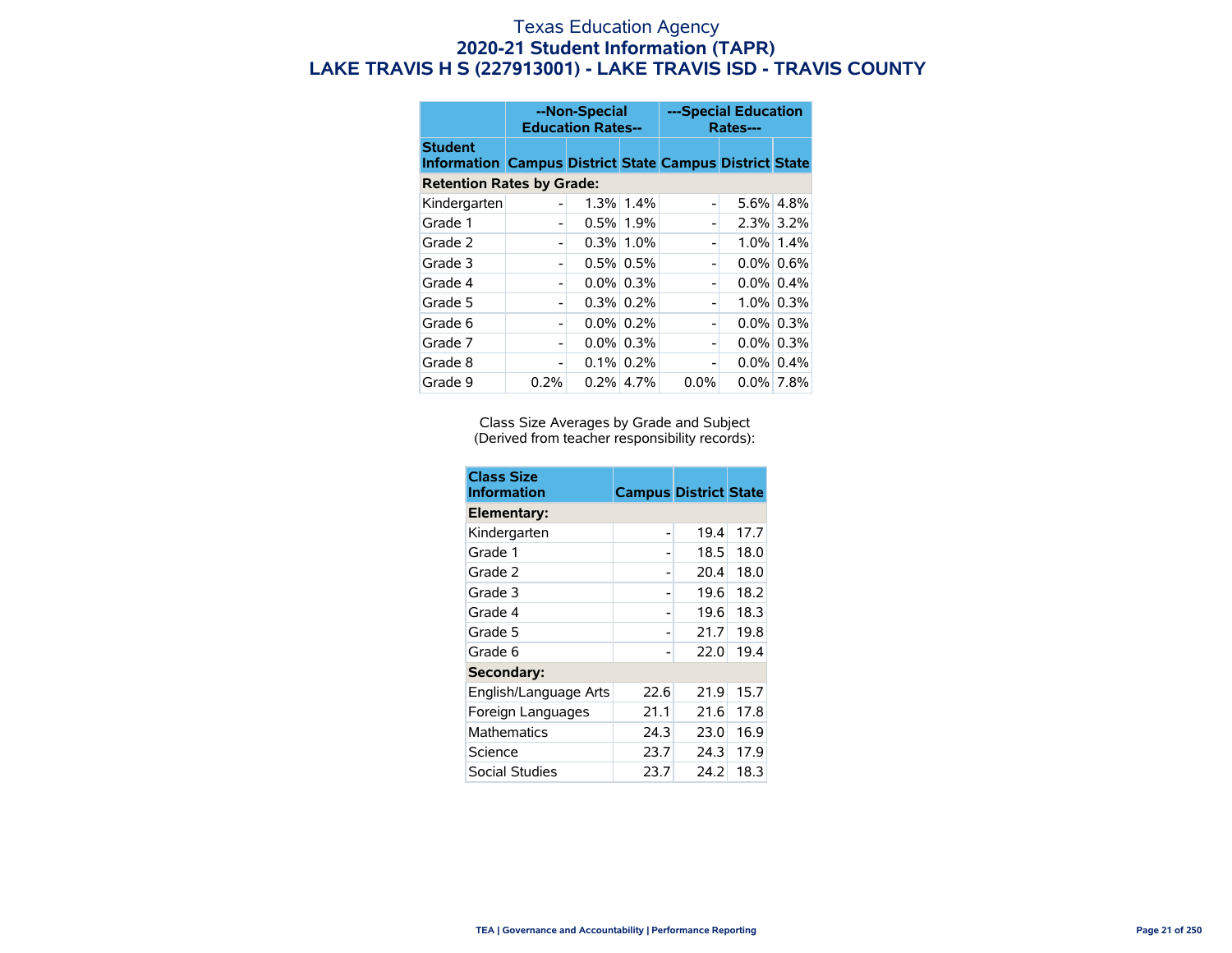# Texas Education Agency
## 2020-21 Student Information (TAPR)
## LAKE TRAVIS H S (227913001) - LAKE TRAVIS ISD - TRAVIS COUNTY

| | --Non-Special Education Rates-- | | | ---Special Education Rates--- | | |
|---|---|---|---|---|---|---|
| **Student Information** | **Campus** | **District** | **State** | **Campus** | **District** | **State** |
| **Retention Rates by Grade:** | | | | | | |
| Kindergarten | - | 1.3% | 1.4% | - | 5.6% | 4.8% |
| Grade 1 | - | 0.5% | 1.9% | - | 2.3% | 3.2% |
| Grade 2 | - | 0.3% | 1.0% | - | 1.0% | 1.4% |
| Grade 3 | - | 0.5% | 0.5% | - | 0.0% | 0.6% |
| Grade 4 | - | 0.0% | 0.3% | - | 0.0% | 0.4% |
| Grade 5 | - | 0.3% | 0.2% | - | 1.0% | 0.3% |
| Grade 6 | - | 0.0% | 0.2% | - | 0.0% | 0.3% |
| Grade 7 | - | 0.0% | 0.3% | - | 0.0% | 0.3% |
| Grade 8 | - | 0.1% | 0.2% | - | 0.0% | 0.4% |
| Grade 9 | 0.2% | 0.2% | 4.7% | 0.0% | 0.0% | 7.8% |

Class Size Averages by Grade and Subject
(Derived from teacher responsibility records):

| Class Size Information | Campus | District | State |
|---|---|---|---|
| **Elementary:** | | | |
| Kindergarten | - | 19.4 | 17.7 |
| Grade 1 | - | 18.5 | 18.0 |
| Grade 2 | - | 20.4 | 18.0 |
| Grade 3 | - | 19.6 | 18.2 |
| Grade 4 | - | 19.6 | 18.3 |
| Grade 5 | - | 21.7 | 19.8 |
| Grade 6 | - | 22.0 | 19.4 |
| **Secondary:** | | | |
| English/Language Arts | 22.6 | 21.9 | 15.7 |
| Foreign Languages | 21.1 | 21.6 | 17.8 |
| Mathematics | 24.3 | 23.0 | 16.9 |
| Science | 23.7 | 24.3 | 17.9 |
| Social Studies | 23.7 | 24.2 | 18.3 |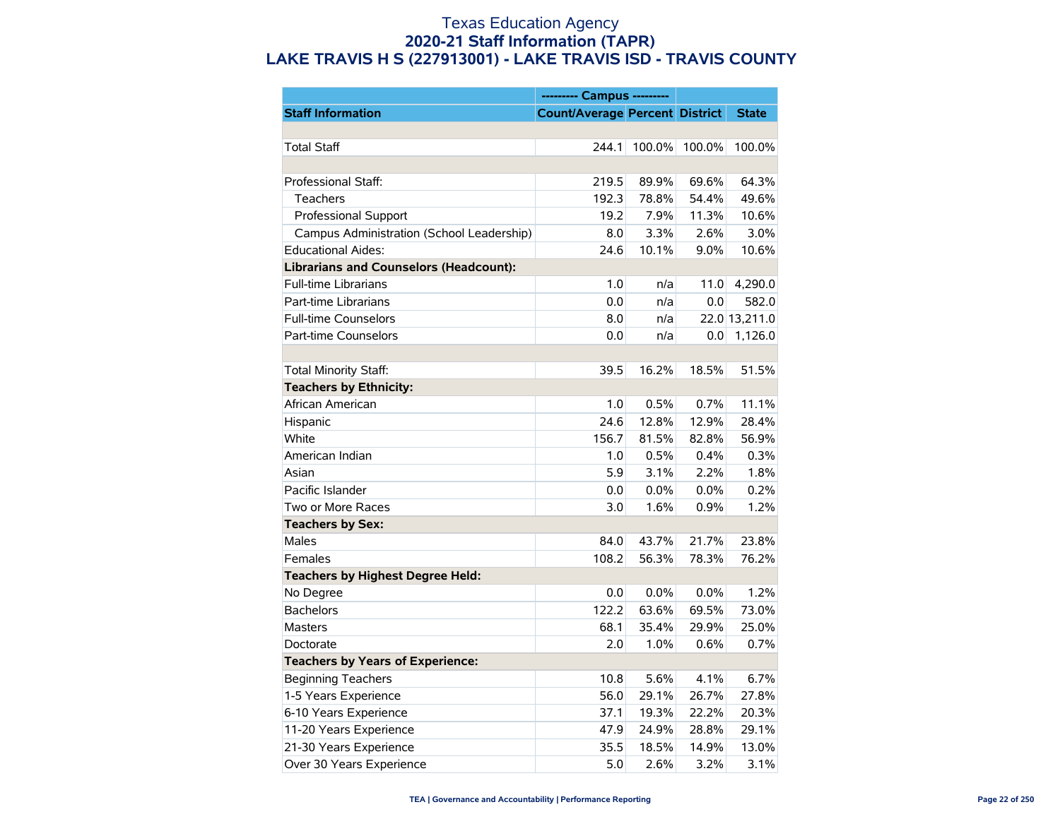# Texas Education Agency

## 2020-21 Staff Information (TAPR)

## LAKE TRAVIS H S (227913001) - LAKE TRAVIS ISD - TRAVIS COUNTY

| | --------- Campus --------- | | | |
|---|---|---|---|---|
| **Staff Information** | **Count/Average** | **Percent** | **District** | **State** |
| | | | | |
| Total Staff | 244.1 | 100.0% | 100.0% | 100.0% |
| | | | | |
| Professional Staff: | 219.5 | 89.9% | 69.6% | 64.3% |
| Teachers | 192.3 | 78.8% | 54.4% | 49.6% |
| Professional Support | 19.2 | 7.9% | 11.3% | 10.6% |
| Campus Administration (School Leadership) | 8.0 | 3.3% | 2.6% | 3.0% |
| Educational Aides: | 24.6 | 10.1% | 9.0% | 10.6% |
| **Librarians and Counselors (Headcount):** | | | | |
| Full-time Librarians | 1.0 | n/a | 11.0 | 4,290.0 |
| Part-time Librarians | 0.0 | n/a | 0.0 | 582.0 |
| Full-time Counselors | 8.0 | n/a | 22.0 | 13,211.0 |
| Part-time Counselors | 0.0 | n/a | 0.0 | 1,126.0 |
| | | | | |
| Total Minority Staff: | 39.5 | 16.2% | 18.5% | 51.5% |
| **Teachers by Ethnicity:** | | | | |
| African American | 1.0 | 0.5% | 0.7% | 11.1% |
| Hispanic | 24.6 | 12.8% | 12.9% | 28.4% |
| White | 156.7 | 81.5% | 82.8% | 56.9% |
| American Indian | 1.0 | 0.5% | 0.4% | 0.3% |
| Asian | 5.9 | 3.1% | 2.2% | 1.8% |
| Pacific Islander | 0.0 | 0.0% | 0.0% | 0.2% |
| Two or More Races | 3.0 | 1.6% | 0.9% | 1.2% |
| **Teachers by Sex:** | | | | |
| Males | 84.0 | 43.7% | 21.7% | 23.8% |
| Females | 108.2 | 56.3% | 78.3% | 76.2% |
| **Teachers by Highest Degree Held:** | | | | |
| No Degree | 0.0 | 0.0% | 0.0% | 1.2% |
| Bachelors | 122.2 | 63.6% | 69.5% | 73.0% |
| Masters | 68.1 | 35.4% | 29.9% | 25.0% |
| Doctorate | 2.0 | 1.0% | 0.6% | 0.7% |
| **Teachers by Years of Experience:** | | | | |
| Beginning Teachers | 10.8 | 5.6% | 4.1% | 6.7% |
| 1-5 Years Experience | 56.0 | 29.1% | 26.7% | 27.8% |
| 6-10 Years Experience | 37.1 | 19.3% | 22.2% | 20.3% |
| 11-20 Years Experience | 47.9 | 24.9% | 28.8% | 29.1% |
| 21-30 Years Experience | 35.5 | 18.5% | 14.9% | 13.0% |
| Over 30 Years Experience | 5.0 | 2.6% | 3.2% | 3.1% |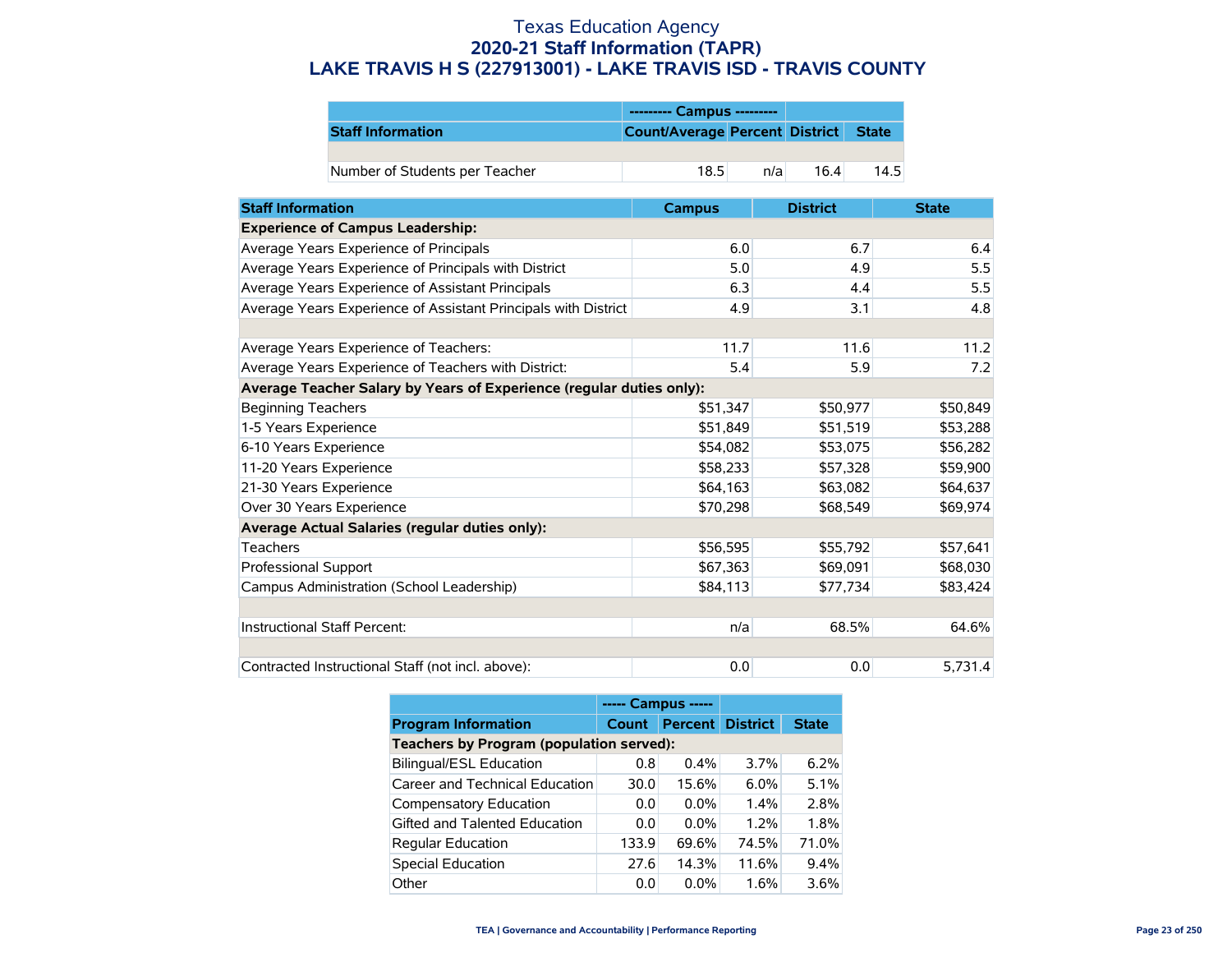# Texas Education Agency
## 2020-21 Staff Information (TAPR)
## LAKE TRAVIS H S (227913001) - LAKE TRAVIS ISD - TRAVIS COUNTY

| | --------- Campus --------- | | | |
|---|---|---|---|---|
| **Staff Information** | **Count/Average** | **Percent** | **District** | **State** |
| | | | | |
| Number of Students per Teacher | 18.5 | n/a | 16.4 | 14.5 |

| Staff Information | Campus | District | State |
|---|---|---|---|
| **Experience of Campus Leadership:** | | | |
| Average Years Experience of Principals | 6.0 | 6.7 | 6.4 |
| Average Years Experience of Principals with District | 5.0 | 4.9 | 5.5 |
| Average Years Experience of Assistant Principals | 6.3 | 4.4 | 5.5 |
| Average Years Experience of Assistant Principals with District | 4.9 | 3.1 | 4.8 |
| | | | |
| Average Years Experience of Teachers: | 11.7 | 11.6 | 11.2 |
| Average Years Experience of Teachers with District: | 5.4 | 5.9 | 7.2 |
| **Average Teacher Salary by Years of Experience (regular duties only):** | | | |
| Beginning Teachers | $51,347 | $50,977 | $50,849 |
| 1-5 Years Experience | $51,849 | $51,519 | $53,288 |
| 6-10 Years Experience | $54,082 | $53,075 | $56,282 |
| 11-20 Years Experience | $58,233 | $57,328 | $59,900 |
| 21-30 Years Experience | $64,163 | $63,082 | $64,637 |
| Over 30 Years Experience | $70,298 | $68,549 | $69,974 |
| **Average Actual Salaries (regular duties only):** | | | |
| Teachers | $56,595 | $55,792 | $57,641 |
| Professional Support | $67,363 | $69,091 | $68,030 |
| Campus Administration (School Leadership) | $84,113 | $77,734 | $83,424 |
| | | | |
| Instructional Staff Percent: | n/a | 68.5% | 64.6% |
| | | | |
| Contracted Instructional Staff (not incl. above): | 0.0 | 0.0 | 5,731.4 |

| | ----- Campus ----- | | | |
|---|---|---|---|---|
| **Program Information** | **Count** | **Percent** | **District** | **State** |
| **Teachers by Program (population served):** | | | | |
| Bilingual/ESL Education | 0.8 | 0.4% | 3.7% | 6.2% |
| Career and Technical Education | 30.0 | 15.6% | 6.0% | 5.1% |
| Compensatory Education | 0.0 | 0.0% | 1.4% | 2.8% |
| Gifted and Talented Education | 0.0 | 0.0% | 1.2% | 1.8% |
| Regular Education | 133.9 | 69.6% | 74.5% | 71.0% |
| Special Education | 27.6 | 14.3% | 11.6% | 9.4% |
| Other | 0.0 | 0.0% | 1.6% | 3.6% |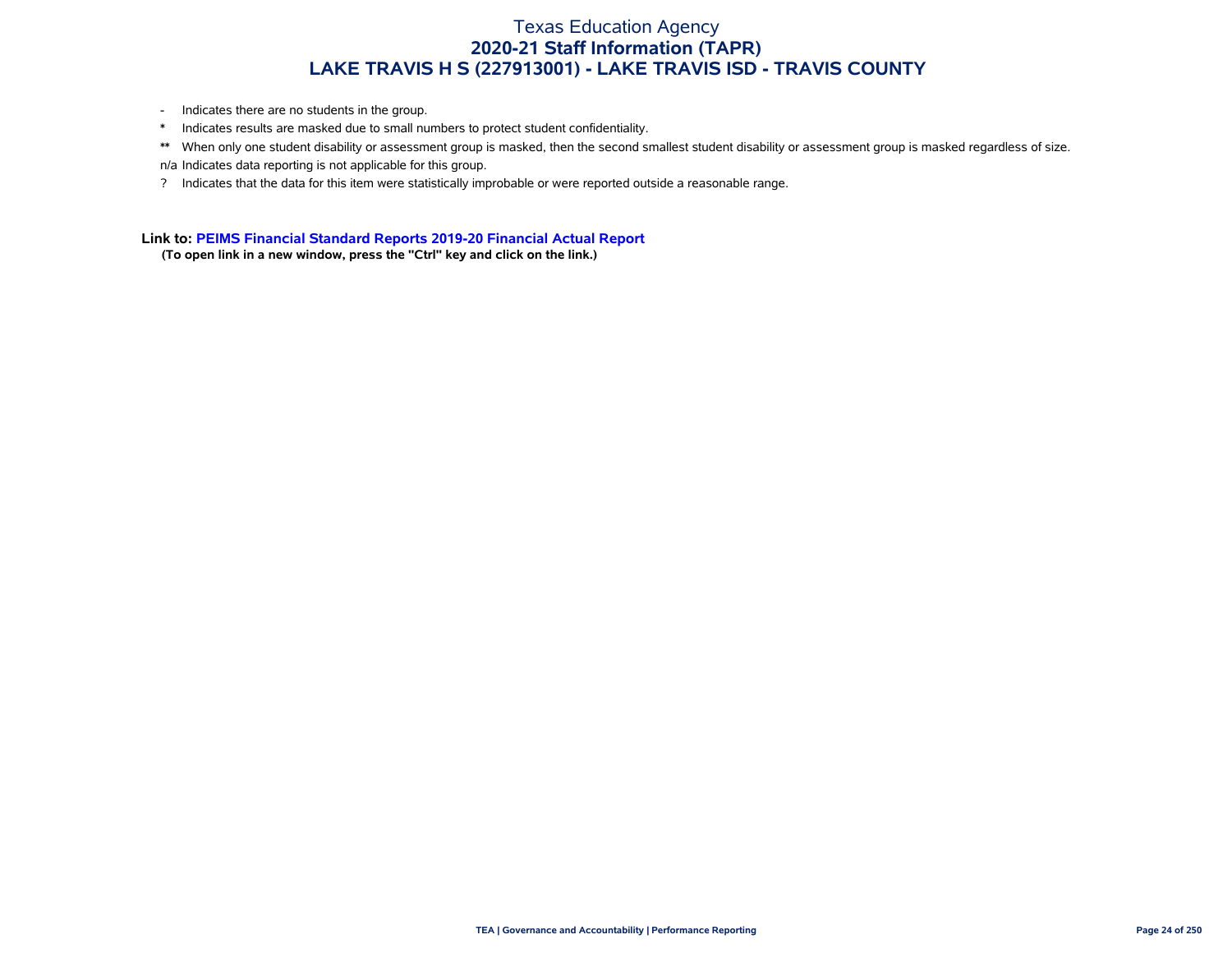- Indicates there are no students in the group.
* Indicates results are masked due to small numbers to protect student confidentiality.
** When only one student disability or assessment group is masked, then the second smallest student disability or assessment group is masked regardless of size.
n/a Indicates data reporting is not applicable for this group.
? Indicates that the data for this item were statistically improbable or were reported outside a reasonable range.

**Link to: PEIMS Financial Standard Reports 2019-20 Financial Actual Report**
**(To open link in a new window, press the "Ctrl" key and click on the link.)**